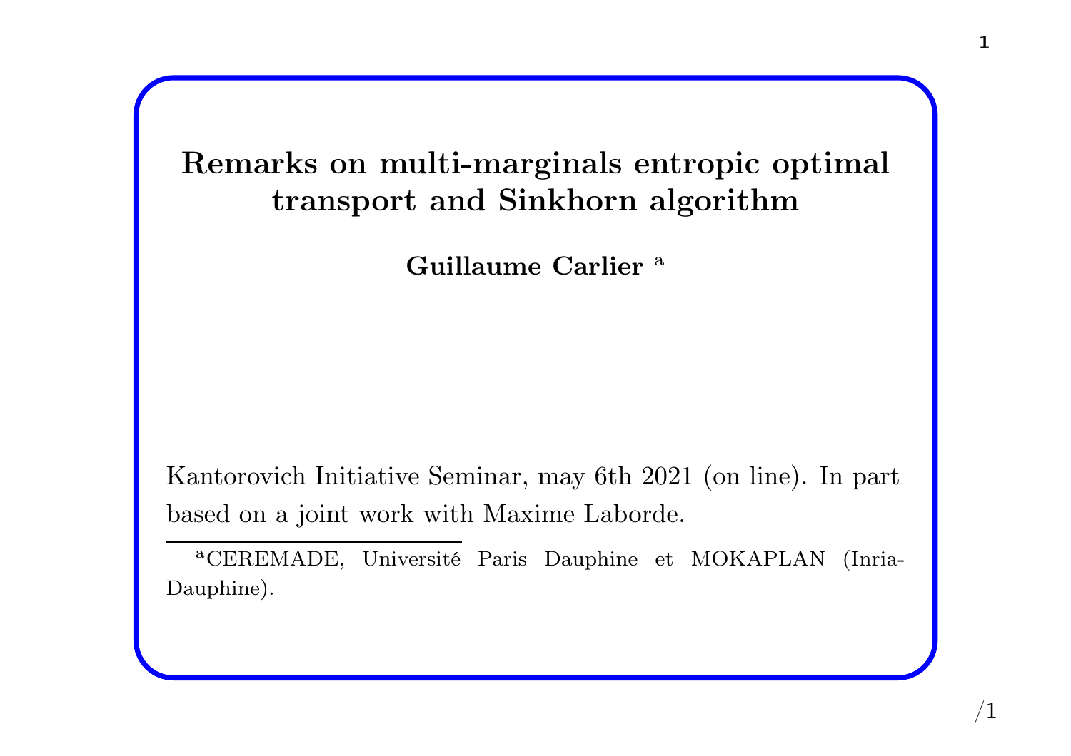# Remarks on multi-marginals entropic optimal transport and Sinkhorn algorithm

**Guillaume Carlier** [a]

Kantorovich Initiative Seminar, may 6th 2021 (on line). In part based on a joint work with Maxime Laborde.

[a] CEREMADE, Université Paris Dauphine et MOKAPLAN (Inria-Dauphine).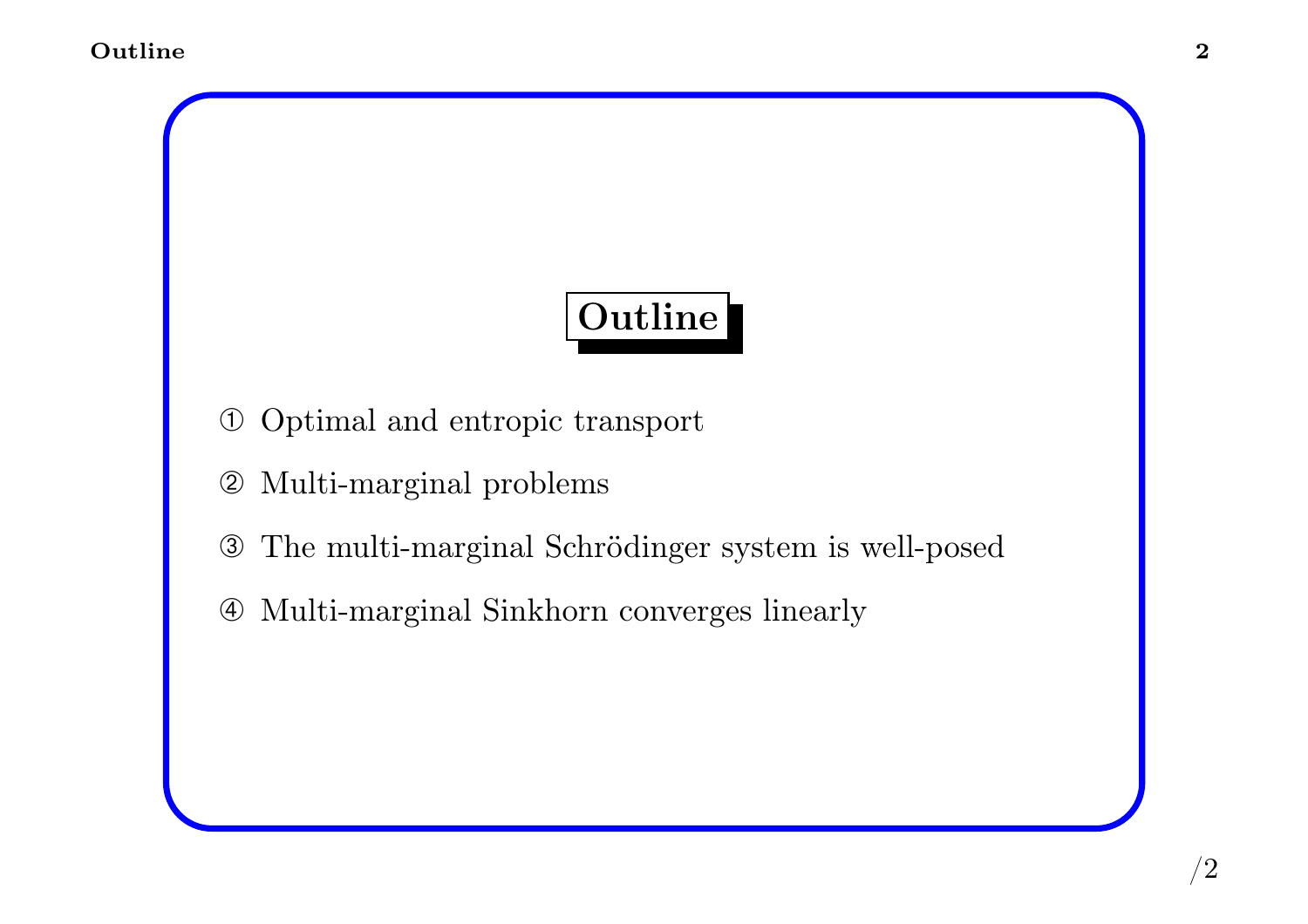## Outline

① Optimal and entropic transport

② Multi-marginal problems

③ The multi-marginal Schrödinger system is well-posed

④ Multi-marginal Sinkhorn converges linearly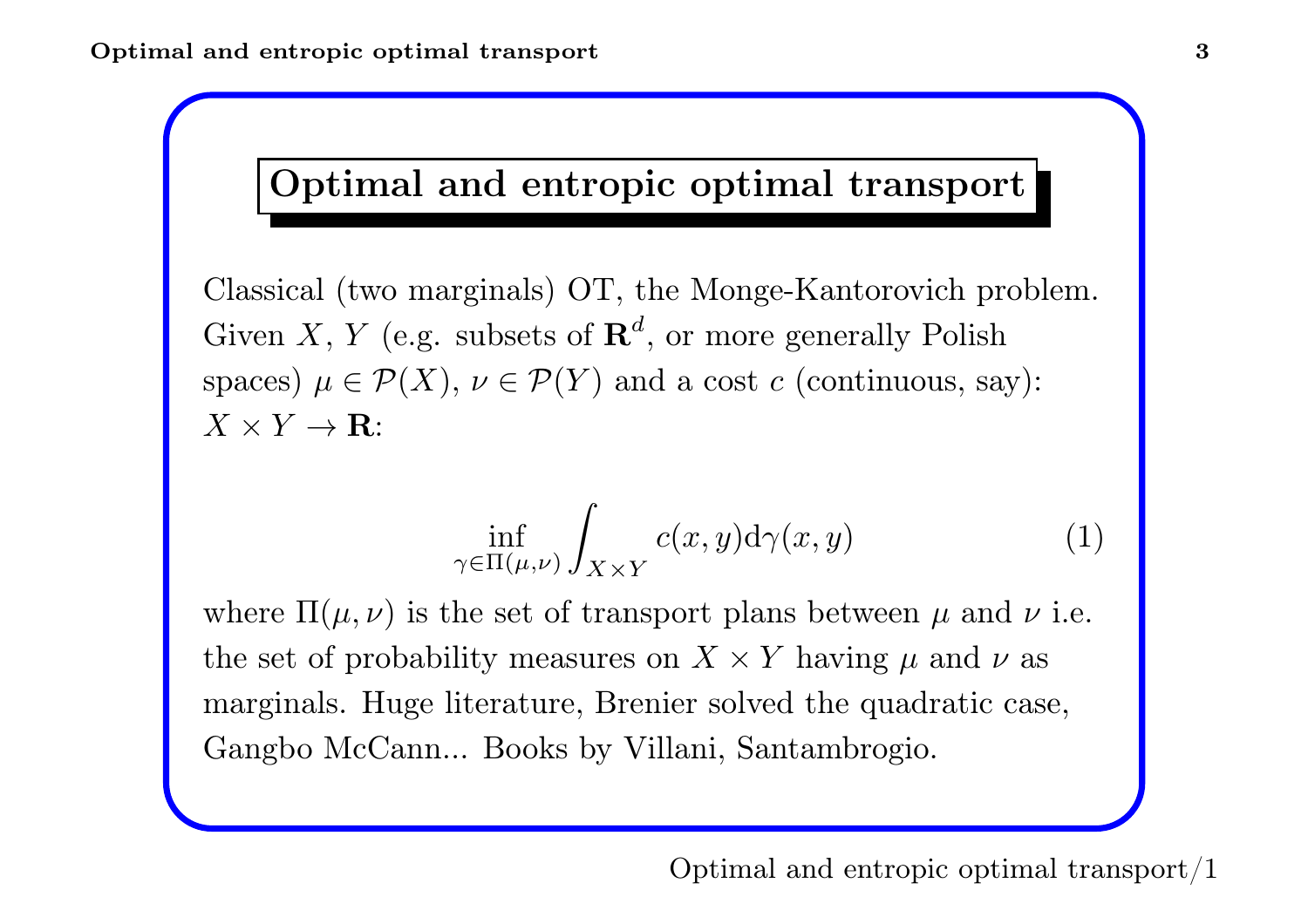# Optimal and entropic optimal transport

Classical (two marginals) OT, the Monge-Kantorovich problem. Given $X$, $Y$ (e.g. subsets of $\mathbf{R}^d$, or more generally Polish spaces) $\mu \in \mathcal{P}(X)$, $\nu \in \mathcal{P}(Y)$ and a cost $c$ (continuous, say): $X \times Y \to \mathbf{R}$:

$$\inf_{\gamma \in \Pi(\mu,\nu)} \int_{X \times Y} c(x,y) \mathrm{d}\gamma(x,y) \tag{1}$$

where $\Pi(\mu, \nu)$ is the set of transport plans between $\mu$ and $\nu$ i.e. the set of probability measures on $X \times Y$ having $\mu$ and $\nu$ as marginals. Huge literature, Brenier solved the quadratic case, Gangbo McCann... Books by Villani, Santambrogio.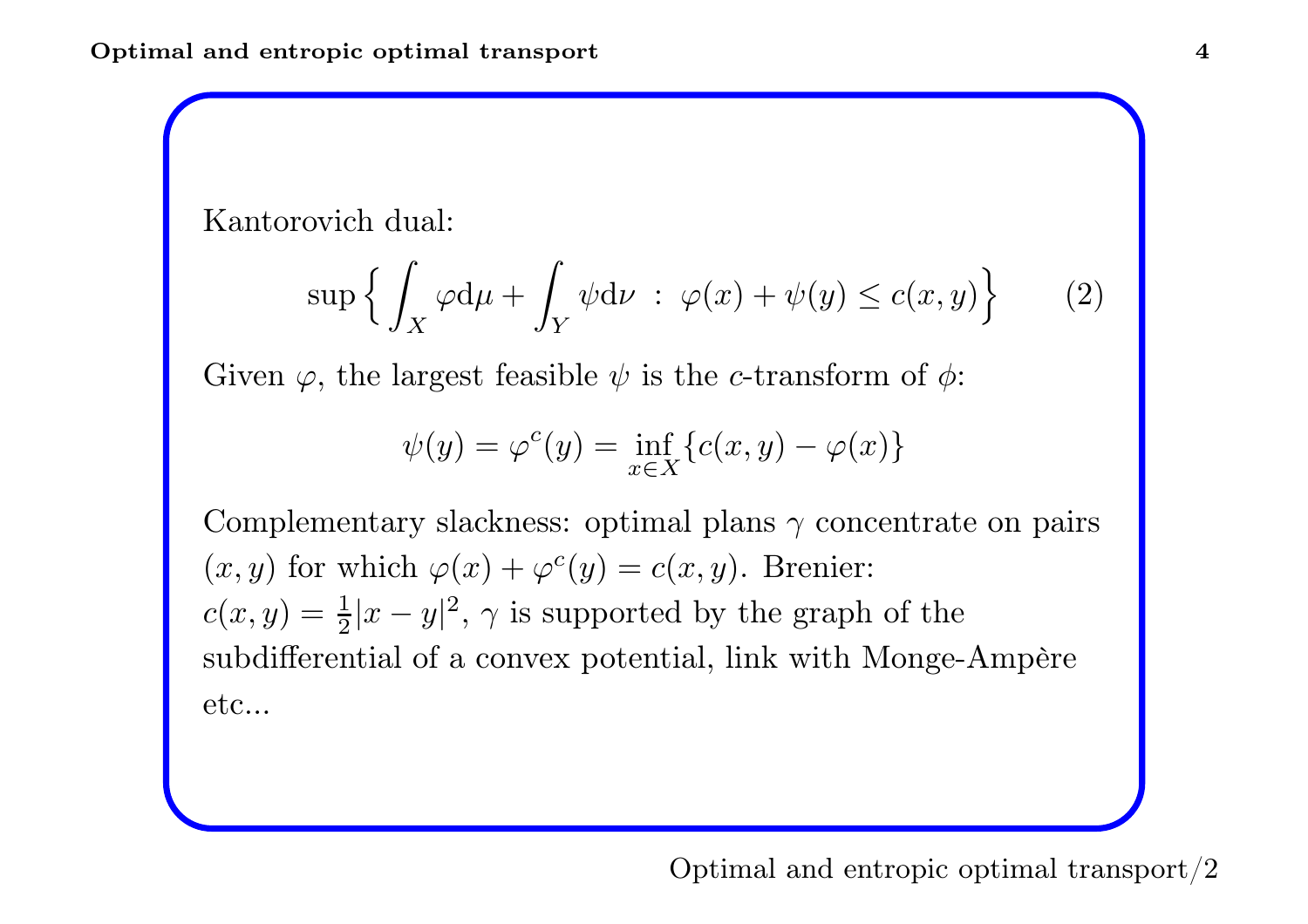Kantorovich dual:

$$\sup\Big\{\int_X \varphi \mathrm{d}\mu + \int_Y \psi \mathrm{d}\nu \ : \ \varphi(x) + \psi(y) \leq c(x,y)\Big\} \qquad (2)$$

Given $\varphi$, the largest feasible $\psi$ is the $c$-transform of $\phi$:

$$\psi(y) = \varphi^c(y) = \inf_{x\in X}\{c(x,y) - \varphi(x)\}$$

Complementary slackness: optimal plans $\gamma$ concentrate on pairs $(x,y)$ for which $\varphi(x) + \varphi^c(y) = c(x,y)$. Brenier: $c(x,y) = \frac{1}{2}|x-y|^2$, $\gamma$ is supported by the graph of the subdifferential of a convex potential, link with Monge-Ampère etc...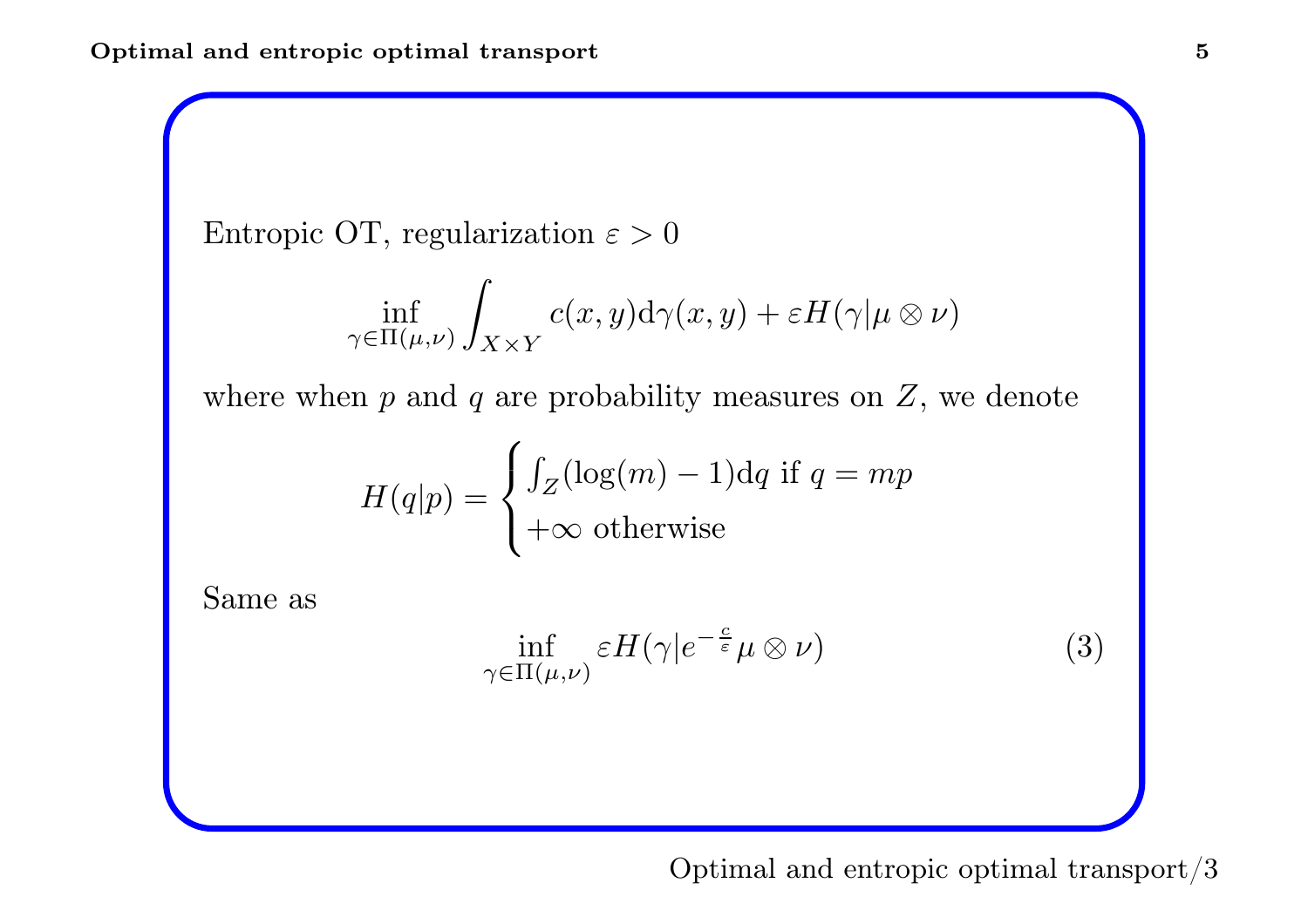Entropic OT, regularization $\varepsilon > 0$

$$\inf_{\gamma \in \Pi(\mu,\nu)} \int_{X \times Y} c(x,y) \mathrm{d}\gamma(x,y) + \varepsilon H(\gamma | \mu \otimes \nu)$$

where when $p$ and $q$ are probability measures on $Z$, we denote

$$H(q|p) = \begin{cases} \int_Z (\log(m) - 1) \mathrm{d}q \text{ if } q = mp \\ +\infty \text{ otherwise} \end{cases}$$

Same as

$$\inf_{\gamma \in \Pi(\mu,\nu)} \varepsilon H(\gamma | e^{-\frac{c}{\varepsilon}} \mu \otimes \nu) \tag{3}$$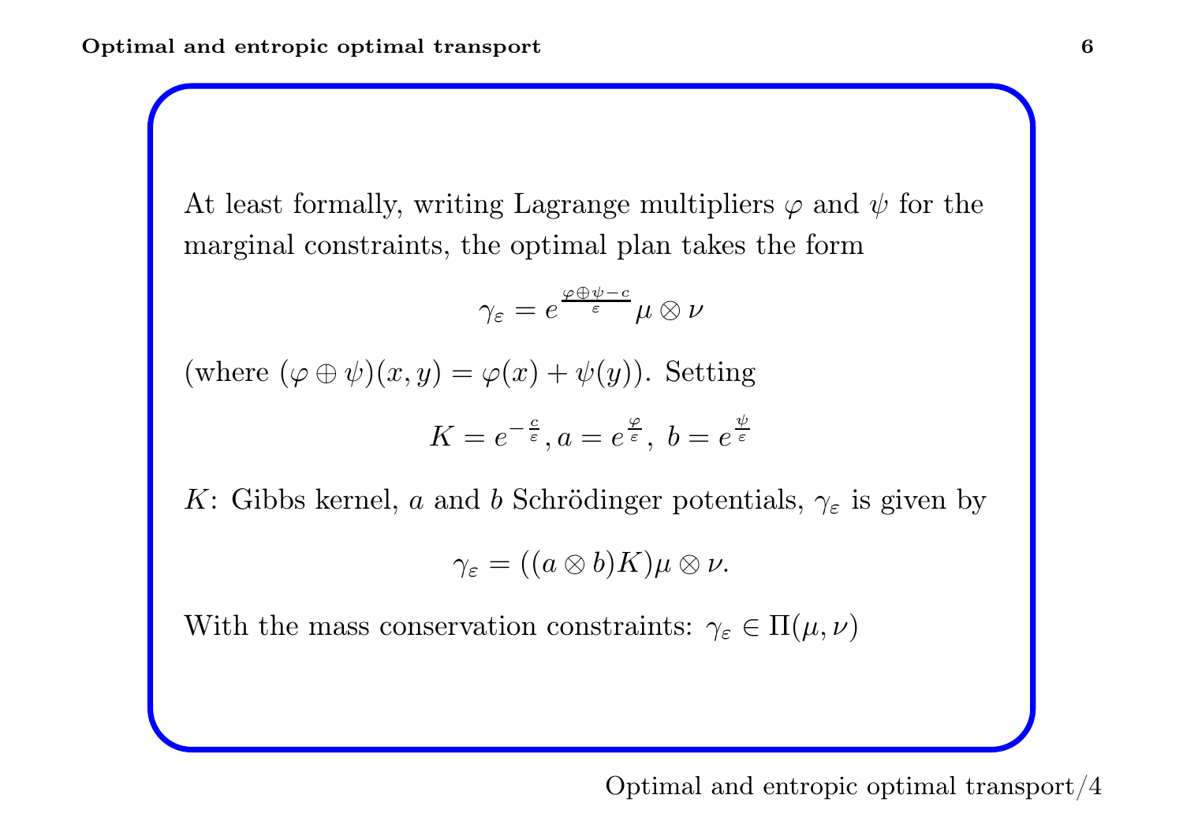At least formally, writing Lagrange multipliers $\varphi$ and $\psi$ for the marginal constraints, the optimal plan takes the form

$$\gamma_\varepsilon = e^{\frac{\varphi \oplus \psi - c}{\varepsilon}} \mu \otimes \nu$$

(where $(\varphi \oplus \psi)(x, y) = \varphi(x) + \psi(y)$). Setting

$$K = e^{-\frac{c}{\varepsilon}}, a = e^{\frac{\varphi}{\varepsilon}},\ b = e^{\frac{\psi}{\varepsilon}}$$

$K$: Gibbs kernel, $a$ and $b$ Schrödinger potentials, $\gamma_\varepsilon$ is given by

$$\gamma_\varepsilon = ((a \otimes b)K)\mu \otimes \nu.$$

With the mass conservation constraints: $\gamma_\varepsilon \in \Pi(\mu, \nu)$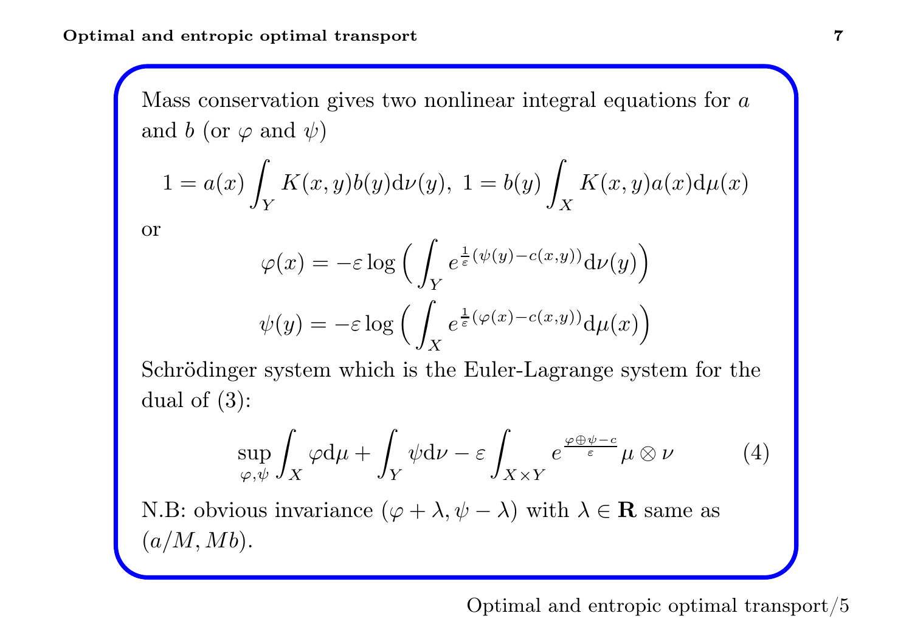Mass conservation gives two nonlinear integral equations for $a$ and $b$ (or $\varphi$ and $\psi$)

$$1 = a(x)\int_Y K(x,y)b(y)\mathrm{d}\nu(y),\ 1 = b(y)\int_X K(x,y)a(x)\mathrm{d}\mu(x)$$

or

$$\varphi(x) = -\varepsilon \log\Big(\int_Y e^{\frac{1}{\varepsilon}(\psi(y)-c(x,y))}\mathrm{d}\nu(y)\Big)$$

$$\psi(y) = -\varepsilon \log\Big(\int_X e^{\frac{1}{\varepsilon}(\varphi(x)-c(x,y))}\mathrm{d}\mu(x)\Big)$$

Schrödinger system which is the Euler-Lagrange system for the dual of (3):

$$\sup_{\varphi,\psi} \int_X \varphi \mathrm{d}\mu + \int_Y \psi \mathrm{d}\nu - \varepsilon \int_{X\times Y} e^{\frac{\varphi\oplus\psi - c}{\varepsilon}} \mu\otimes\nu \qquad (4)$$

N.B: obvious invariance $(\varphi+\lambda, \psi-\lambda)$ with $\lambda\in\mathbf{R}$ same as $(a/M, Mb)$.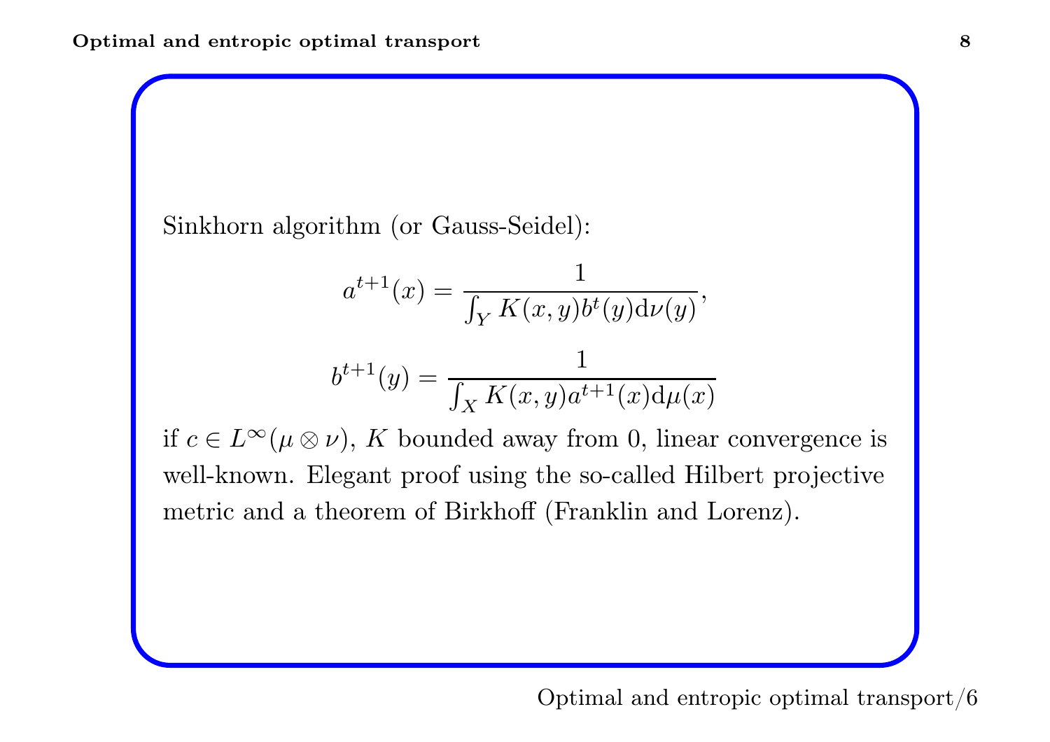Sinkhorn algorithm (or Gauss-Seidel):

$$a^{t+1}(x) = \frac{1}{\int_Y K(x,y) b^t(y) \mathrm{d}\nu(y)},$$

$$b^{t+1}(y) = \frac{1}{\int_X K(x,y) a^{t+1}(x) \mathrm{d}\mu(x)}$$

if $c \in L^\infty(\mu \otimes \nu)$, $K$ bounded away from 0, linear convergence is well-known. Elegant proof using the so-called Hilbert projective metric and a theorem of Birkhoff (Franklin and Lorenz).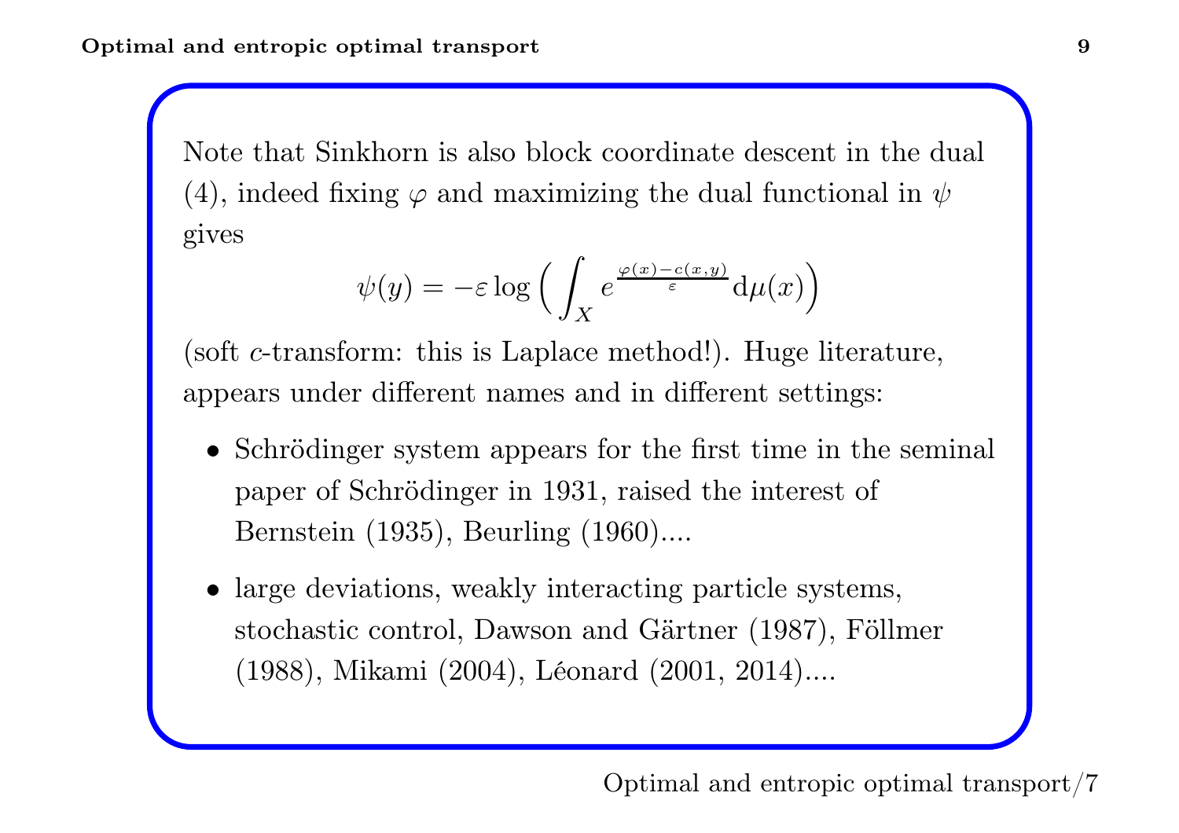Note that Sinkhorn is also block coordinate descent in the dual (4), indeed fixing $\varphi$ and maximizing the dual functional in $\psi$ gives

$$\psi(y) = -\varepsilon \log \Big( \int_X e^{\frac{\varphi(x) - c(x,y)}{\varepsilon}} \mathrm{d}\mu(x) \Big)$$

(soft $c$-transform: this is Laplace method!). Huge literature, appears under different names and in different settings:

- Schrödinger system appears for the first time in the seminal paper of Schrödinger in 1931, raised the interest of Bernstein (1935), Beurling (1960)....
- large deviations, weakly interacting particle systems, stochastic control, Dawson and Gärtner (1987), Föllmer (1988), Mikami (2004), Léonard (2001, 2014)....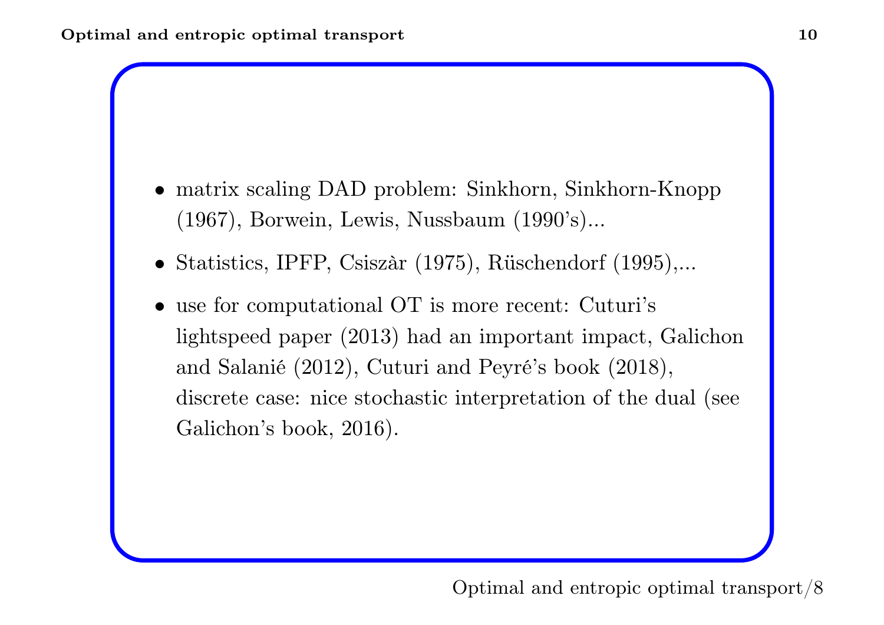- matrix scaling DAD problem: Sinkhorn, Sinkhorn-Knopp (1967), Borwein, Lewis, Nussbaum (1990's)...
- Statistics, IPFP, Csiszàr (1975), Rüschendorf (1995),...
- use for computational OT is more recent: Cuturi's lightspeed paper (2013) had an important impact, Galichon and Salanié (2012), Cuturi and Peyré's book (2018), discrete case: nice stochastic interpretation of the dual (see Galichon's book, 2016).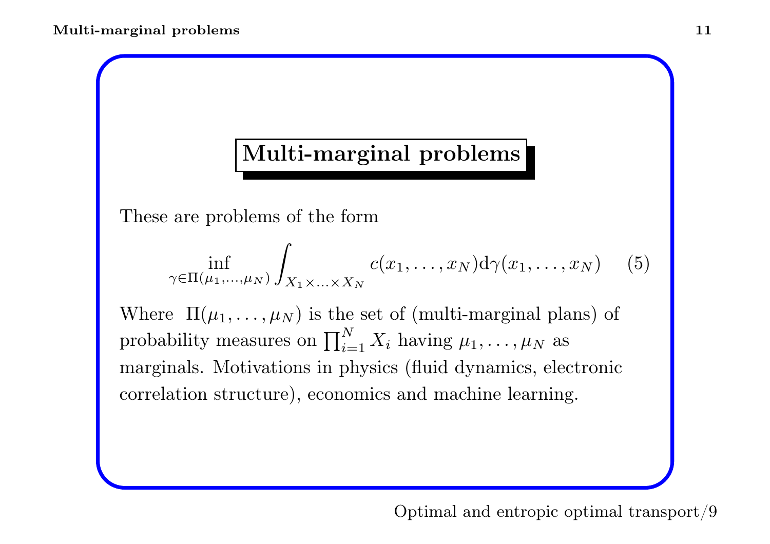## Multi-marginal problems

These are problems of the form

$$\inf_{\gamma \in \Pi(\mu_1, \ldots, \mu_N)} \int_{X_1 \times \ldots \times X_N} c(x_1, \ldots, x_N) \mathrm{d}\gamma(x_1, \ldots, x_N) \tag{5}$$

Where $\Pi(\mu_1, \ldots, \mu_N)$ is the set of (multi-marginal plans) of probability measures on $\prod_{i=1}^{N} X_i$ having $\mu_1, \ldots, \mu_N$ as marginals. Motivations in physics (fluid dynamics, electronic correlation structure), economics and machine learning.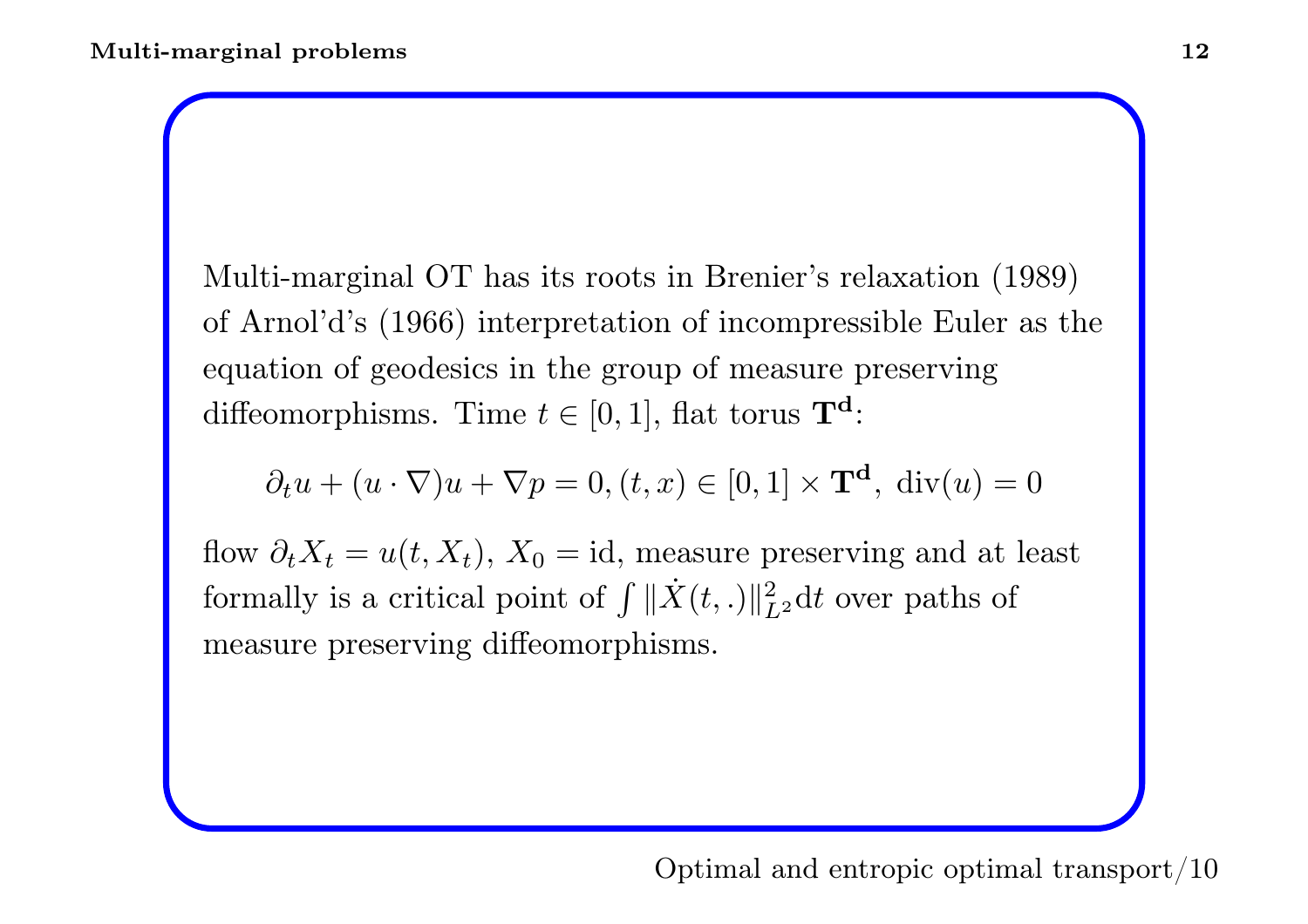Multi-marginal OT has its roots in Brenier's relaxation (1989) of Arnol'd's (1966) interpretation of incompressible Euler as the equation of geodesics in the group of measure preserving diffeomorphisms. Time $t \in [0,1]$, flat torus $\mathbf{T^d}$:

$$\partial_t u + (u \cdot \nabla) u + \nabla p = 0, (t,x) \in [0,1] \times \mathbf{T^d},\ \mathrm{div}(u) = 0$$

flow $\partial_t X_t = u(t, X_t)$, $X_0 = \mathrm{id}$, measure preserving and at least formally is a critical point of $\int \|\dot{X}(t,.)\|^2_{L^2} \mathrm{d}t$ over paths of measure preserving diffeomorphisms.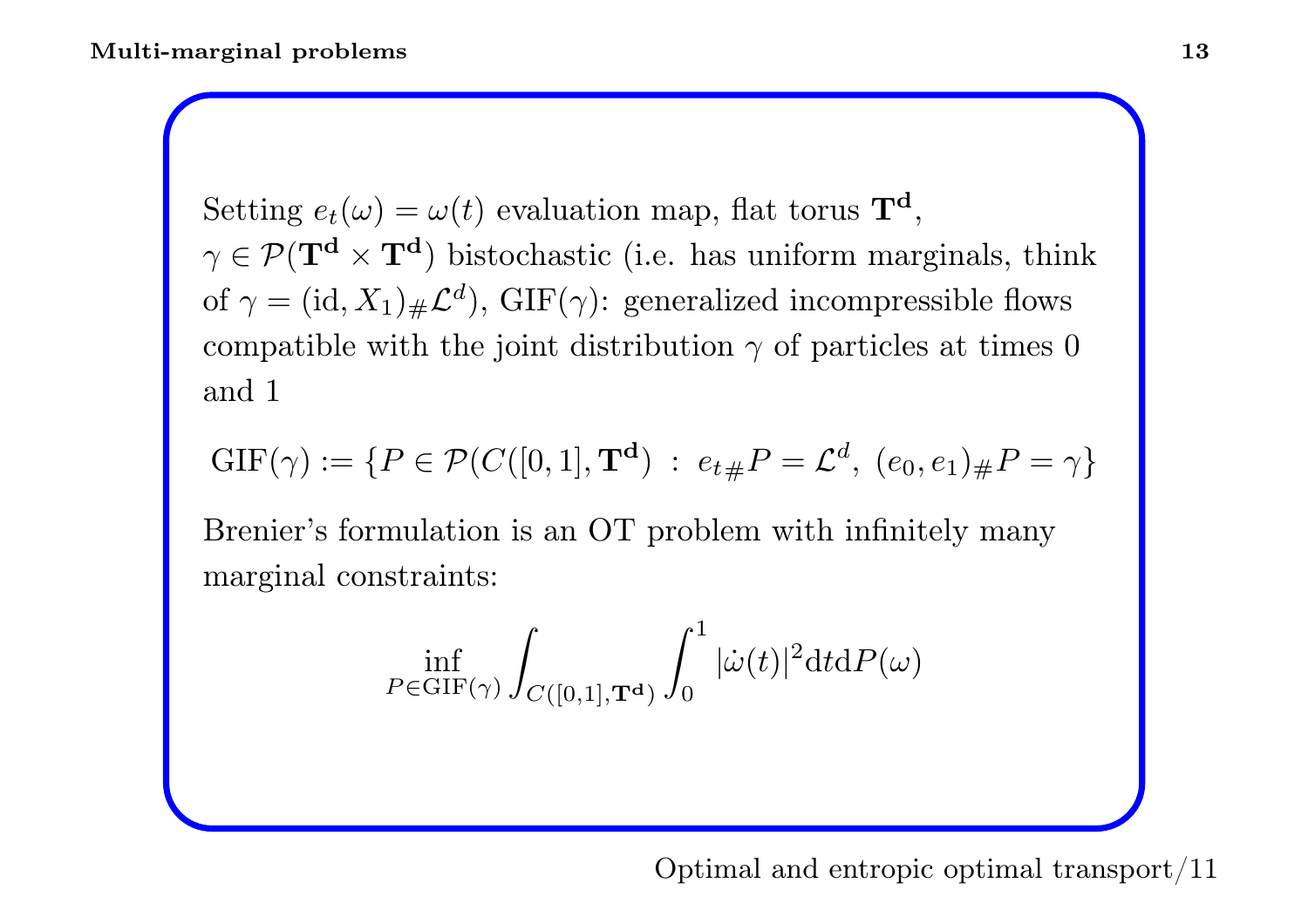Setting $e_t(\omega) = \omega(t)$ evaluation map, flat torus $\mathbf{T^d}$, $\gamma \in \mathcal{P}(\mathbf{T^d} \times \mathbf{T^d})$ bistochastic (i.e. has uniform marginals, think of $\gamma = (\mathrm{id}, X_1)_{\#}\mathcal{L}^d$), $\mathrm{GIF}(\gamma)$: generalized incompressible flows compatible with the joint distribution $\gamma$ of particles at times 0 and 1

$$\mathrm{GIF}(\gamma) := \{P \in \mathcal{P}(C([0,1], \mathbf{T^d}) \;:\; e_{t\#}P = \mathcal{L}^d,\; (e_0, e_1)_{\#}P = \gamma\}$$

Brenier's formulation is an OT problem with infinitely many marginal constraints:

$$\inf_{P \in \mathrm{GIF}(\gamma)} \int_{C([0,1],\mathbf{T^d})} \int_0^1 |\dot{\omega}(t)|^2 \mathrm{d}t \mathrm{d}P(\omega)$$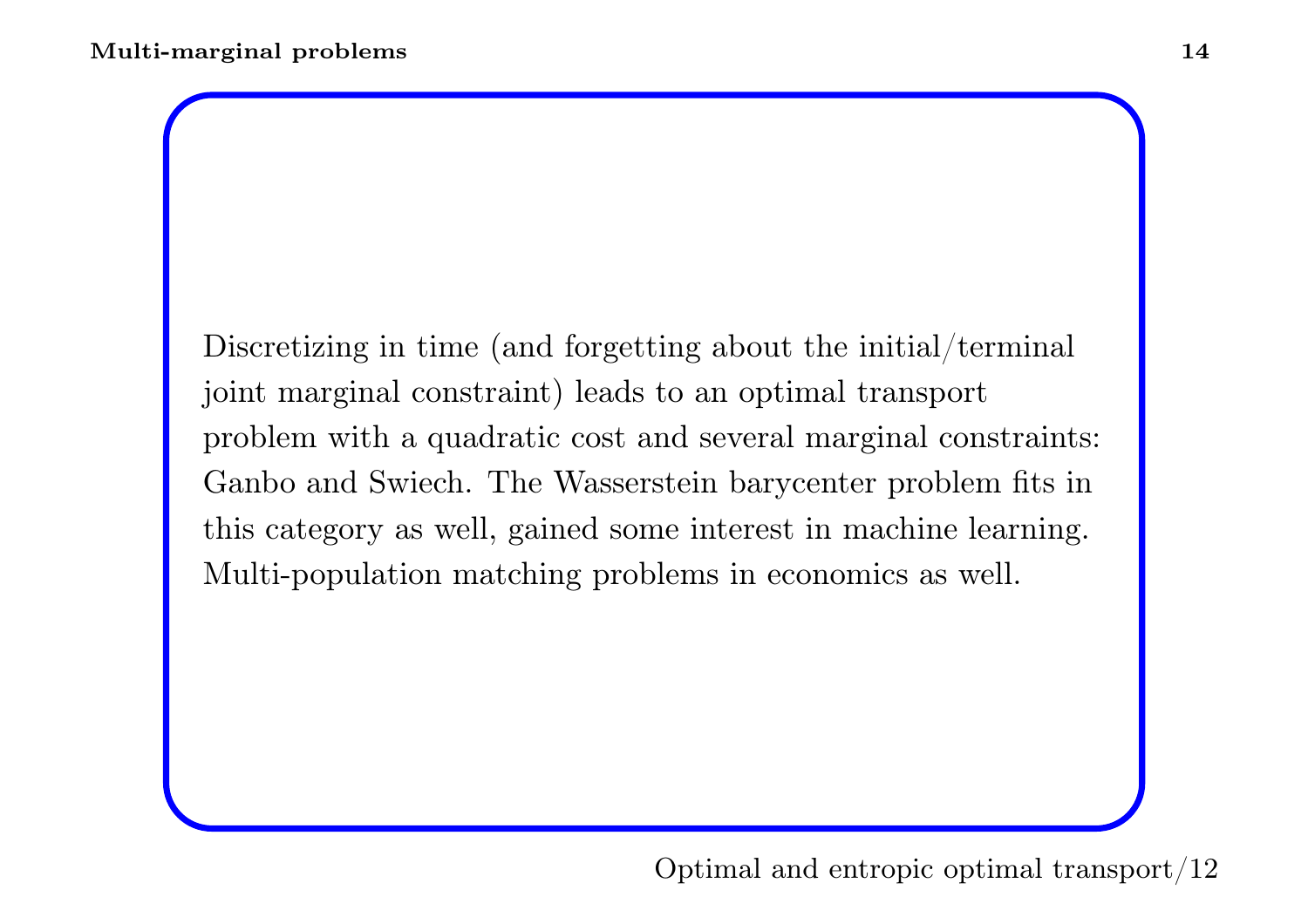Discretizing in time (and forgetting about the initial/terminal joint marginal constraint) leads to an optimal transport problem with a quadratic cost and several marginal constraints: Ganbo and Swiech. The Wasserstein barycenter problem fits in this category as well, gained some interest in machine learning. Multi-population matching problems in economics as well.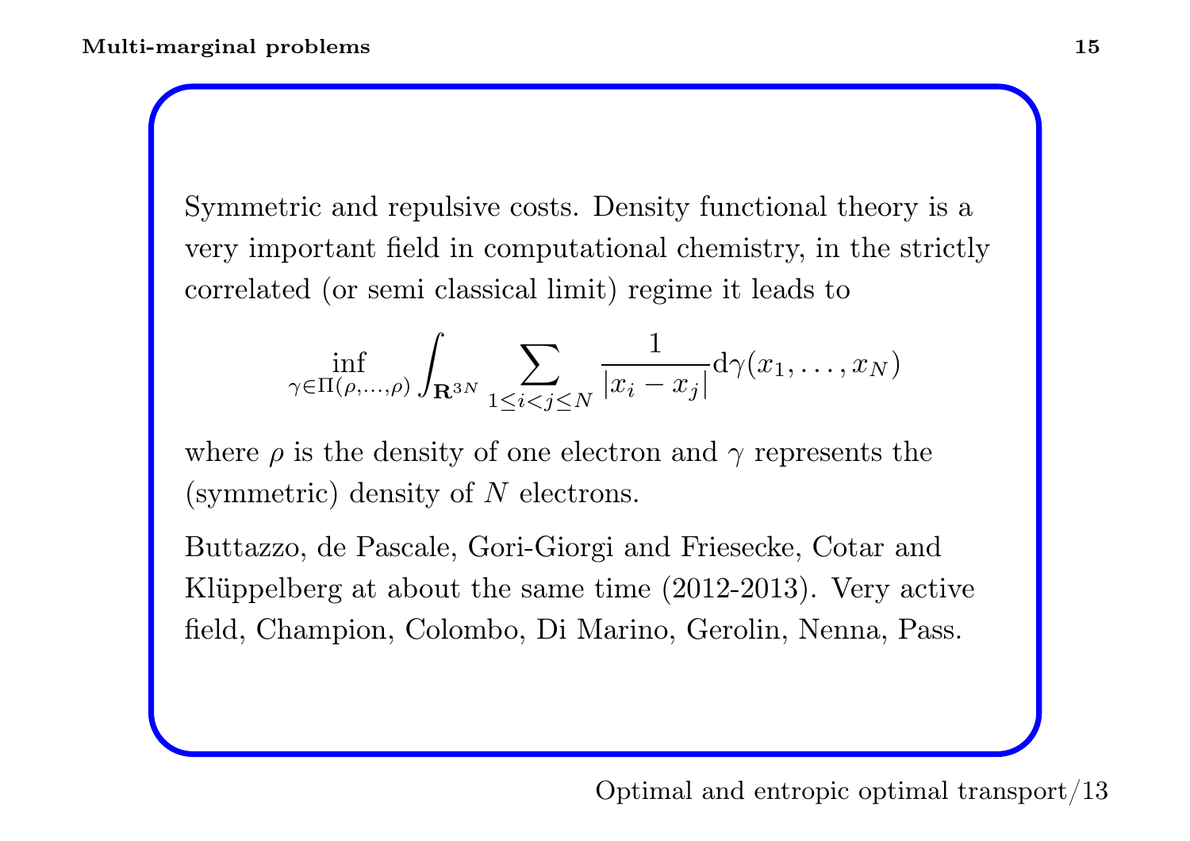Symmetric and repulsive costs. Density functional theory is a very important field in computational chemistry, in the strictly correlated (or semi classical limit) regime it leads to

$$\inf_{\gamma \in \Pi(\rho,\ldots,\rho)} \int_{\mathbf{R}^{3N}} \sum_{1 \leq i < j \leq N} \frac{1}{|x_i - x_j|} \mathrm{d}\gamma(x_1, \ldots, x_N)$$

where $\rho$ is the density of one electron and $\gamma$ represents the (symmetric) density of $N$ electrons.

Buttazzo, de Pascale, Gori-Giorgi and Friesecke, Cotar and Klüppelberg at about the same time (2012-2013). Very active field, Champion, Colombo, Di Marino, Gerolin, Nenna, Pass.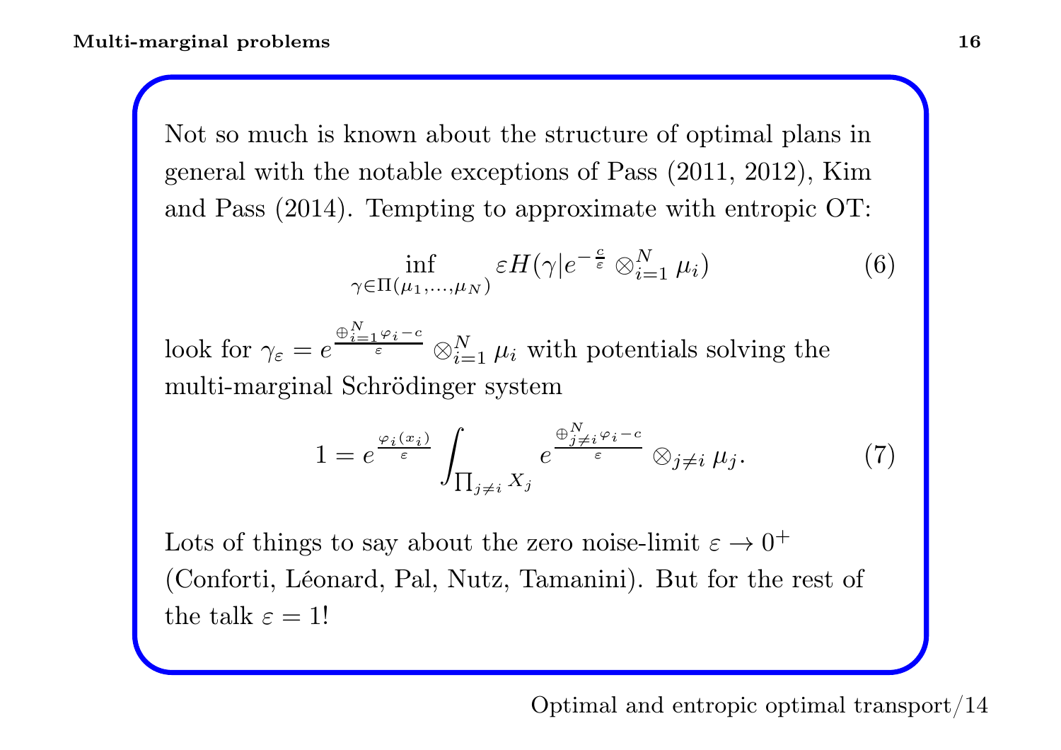Not so much is known about the structure of optimal plans in general with the notable exceptions of Pass (2011, 2012), Kim and Pass (2014). Tempting to approximate with entropic OT:

$$\inf_{\gamma \in \Pi(\mu_1,\dots,\mu_N)} \varepsilon H(\gamma | e^{-\frac{c}{\varepsilon}} \otimes_{i=1}^N \mu_i) \tag{6}$$

look for $\gamma_\varepsilon = e^{\frac{\oplus_{i=1}^N \varphi_i - c}{\varepsilon}} \otimes_{i=1}^N \mu_i$ with potentials solving the multi-marginal Schrödinger system

$$1 = e^{\frac{\varphi_i(x_i)}{\varepsilon}} \int_{\prod_{j \neq i} X_j} e^{\frac{\oplus_{j \neq i}^N \varphi_i - c}{\varepsilon}} \otimes_{j \neq i} \mu_j. \tag{7}$$

Lots of things to say about the zero noise-limit $\varepsilon \to 0^+$ (Conforti, Léonard, Pal, Nutz, Tamanini). But for the rest of the talk $\varepsilon = 1$!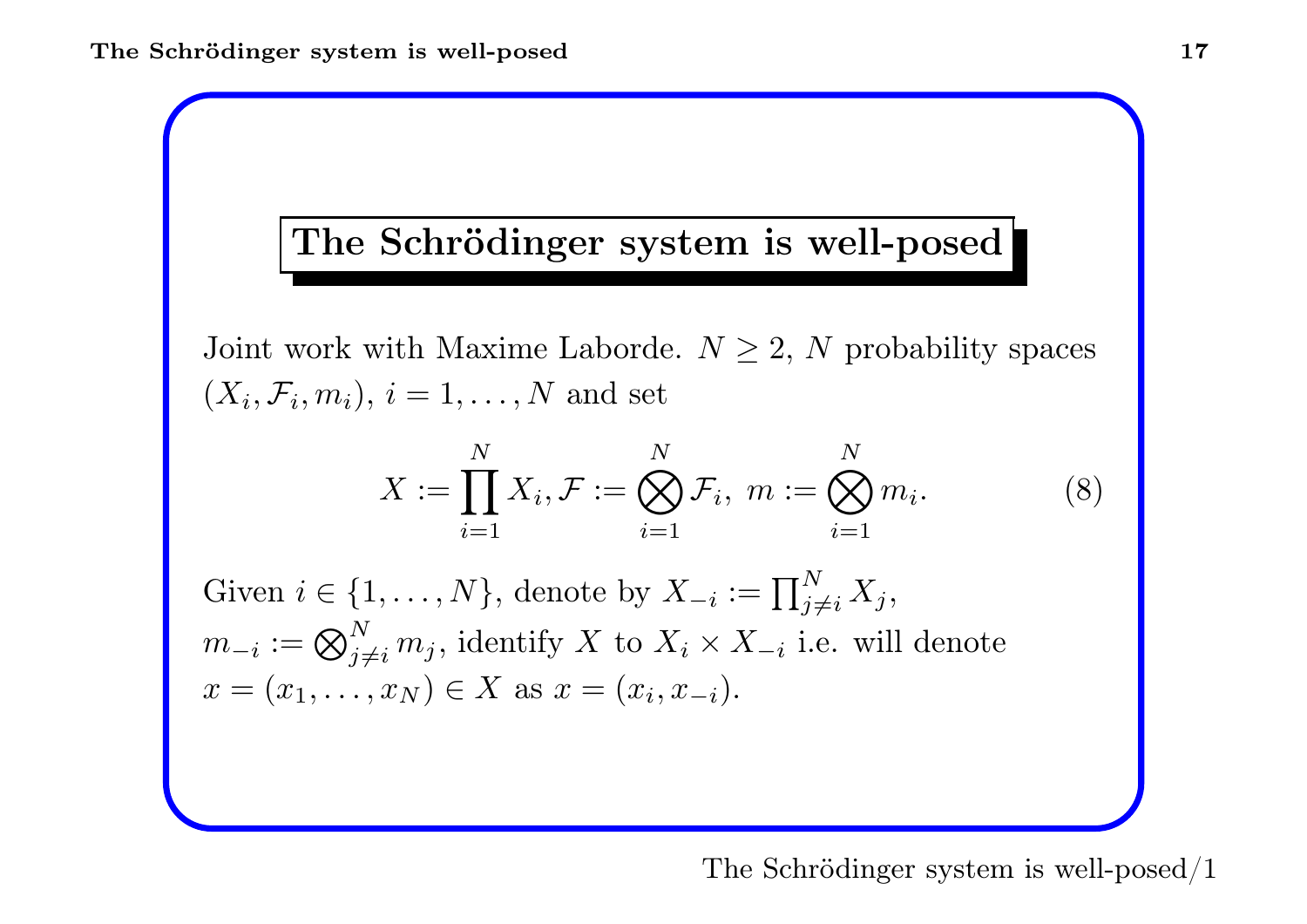## The Schrödinger system is well-posed

Joint work with Maxime Laborde. $N \geq 2$, $N$ probability spaces $(X_i, \mathcal{F}_i, m_i)$, $i = 1, \ldots, N$ and set

$$X := \prod_{i=1}^{N} X_i, \mathcal{F} := \bigotimes_{i=1}^{N} \mathcal{F}_i, \ m := \bigotimes_{i=1}^{N} m_i. \tag{8}$$

Given $i \in \{1, \ldots, N\}$, denote by $X_{-i} := \prod_{j \neq i}^{N} X_j$, $m_{-i} := \bigotimes_{j \neq i}^{N} m_j$, identify $X$ to $X_i \times X_{-i}$ i.e. will denote $x = (x_1, \ldots, x_N) \in X$ as $x = (x_i, x_{-i})$.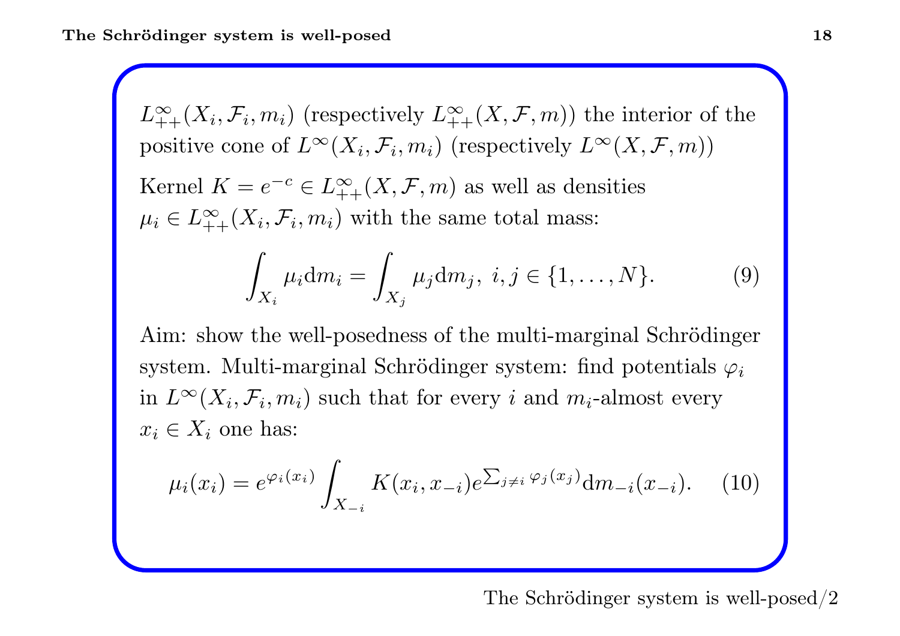$L^\infty_{++}(X_i, \mathcal{F}_i, m_i)$ (respectively $L^\infty_{++}(X, \mathcal{F}, m)$) the interior of the positive cone of $L^\infty(X_i, \mathcal{F}_i, m_i)$ (respectively $L^\infty(X, \mathcal{F}, m)$)

Kernel $K = e^{-c} \in L^\infty_{++}(X, \mathcal{F}, m)$ as well as densities $\mu_i \in L^\infty_{++}(X_i, \mathcal{F}_i, m_i)$ with the same total mass:

$$\int_{X_i} \mu_i \mathrm{d}m_i = \int_{X_j} \mu_j \mathrm{d}m_j, \; i, j \in \{1, \dots, N\}. \tag{9}$$

Aim: show the well-posedness of the multi-marginal Schrödinger system. Multi-marginal Schrödinger system: find potentials $\varphi_i$ in $L^\infty(X_i, \mathcal{F}_i, m_i)$ such that for every $i$ and $m_i$-almost every $x_i \in X_i$ one has:

$$\mu_i(x_i) = e^{\varphi_i(x_i)} \int_{X_{-i}} K(x_i, x_{-i}) e^{\sum_{j \neq i} \varphi_j(x_j)} \mathrm{d}m_{-i}(x_{-i}). \tag{10}$$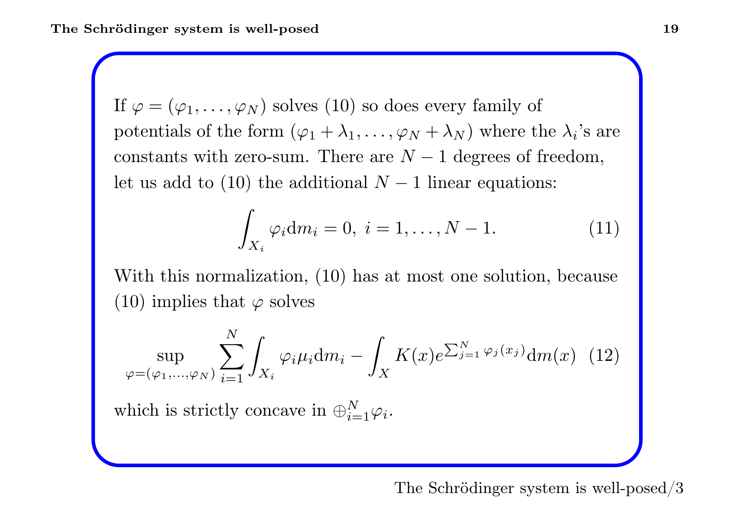If $\varphi = (\varphi_1, \ldots, \varphi_N)$ solves (10) so does every family of potentials of the form $(\varphi_1 + \lambda_1, \ldots, \varphi_N + \lambda_N)$ where the $\lambda_i$'s are constants with zero-sum. There are $N-1$ degrees of freedom, let us add to (10) the additional $N-1$ linear equations:

$$\int_{X_i} \varphi_i \mathrm{d}m_i = 0, \; i = 1, \ldots, N-1. \tag{11}$$

With this normalization, (10) has at most one solution, because (10) implies that $\varphi$ solves

$$\sup_{\varphi=(\varphi_1,\ldots,\varphi_N)} \sum_{i=1}^{N} \int_{X_i} \varphi_i \mu_i \mathrm{d}m_i - \int_X K(x) e^{\sum_{j=1}^{N} \varphi_j(x_j)} \mathrm{d}m(x) \tag{12}$$

which is strictly concave in $\oplus_{i=1}^{N} \varphi_i$.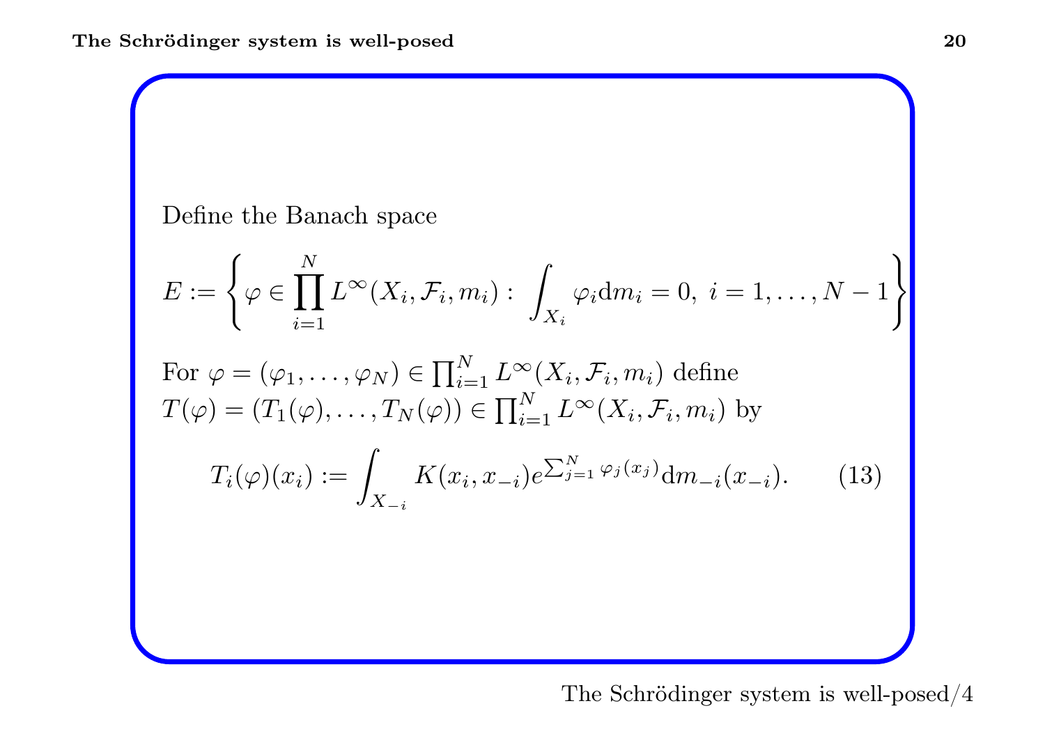Define the Banach space

$$E := \left\{ \varphi \in \prod_{i=1}^{N} L^{\infty}(X_i, \mathcal{F}_i, m_i) : \int_{X_i} \varphi_i \mathrm{d}m_i = 0, \ i = 1, \ldots, N-1 \right\}$$

For $\varphi = (\varphi_1, \ldots, \varphi_N) \in \prod_{i=1}^{N} L^{\infty}(X_i, \mathcal{F}_i, m_i)$ define $T(\varphi) = (T_1(\varphi), \ldots, T_N(\varphi)) \in \prod_{i=1}^{N} L^{\infty}(X_i, \mathcal{F}_i, m_i)$ by

$$T_i(\varphi)(x_i) := \int_{X_{-i}} K(x_i, x_{-i}) e^{\sum_{j=1}^{N} \varphi_j(x_j)} \mathrm{d}m_{-i}(x_{-i}). \tag{13}$$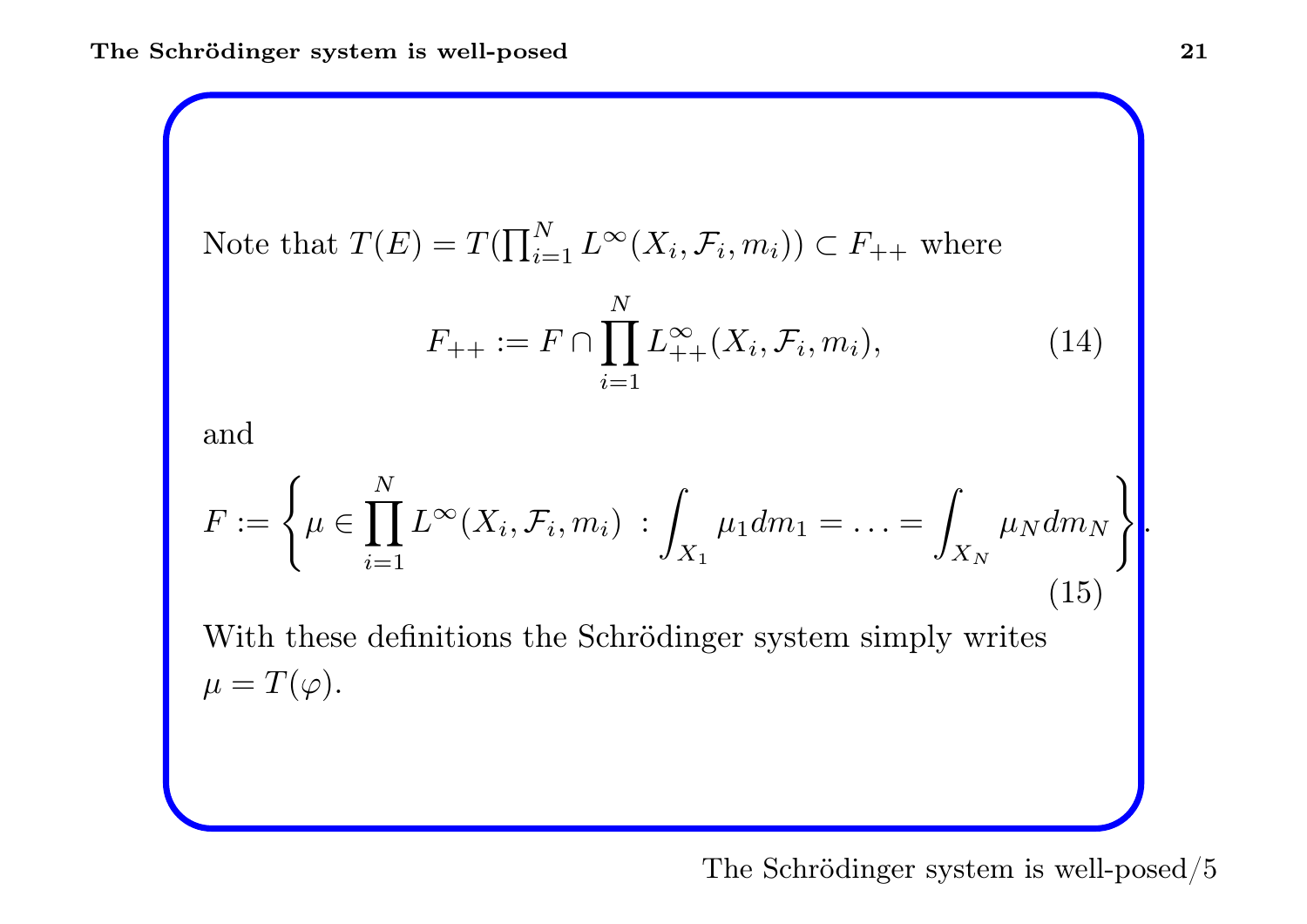Note that $T(E) = T(\prod_{i=1}^N L^\infty(X_i, \mathcal{F}_i, m_i)) \subset F_{++}$ where

$$F_{++} := F \cap \prod_{i=1}^N L^\infty_{++}(X_i, \mathcal{F}_i, m_i), \tag{14}$$

and

$$F := \left\{ \mu \in \prod_{i=1}^N L^\infty(X_i, \mathcal{F}_i, m_i) \ : \int_{X_1} \mu_1 dm_1 = \ldots = \int_{X_N} \mu_N dm_N \right\}. \tag{15}$$

With these definitions the Schrödinger system simply writes $\mu = T(\varphi)$.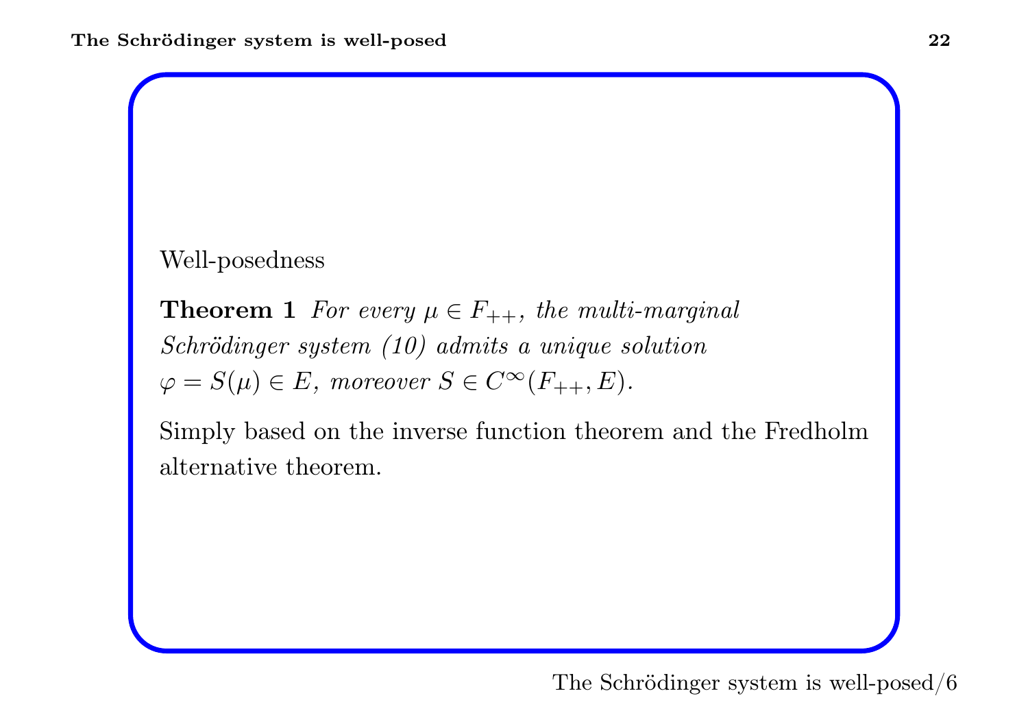Well-posedness

**Theorem 1** *For every $\mu \in F_{++}$, the multi-marginal Schrödinger system (10) admits a unique solution $\varphi = S(\mu) \in E$, moreover $S \in C^\infty(F_{++}, E)$.*

Simply based on the inverse function theorem and the Fredholm alternative theorem.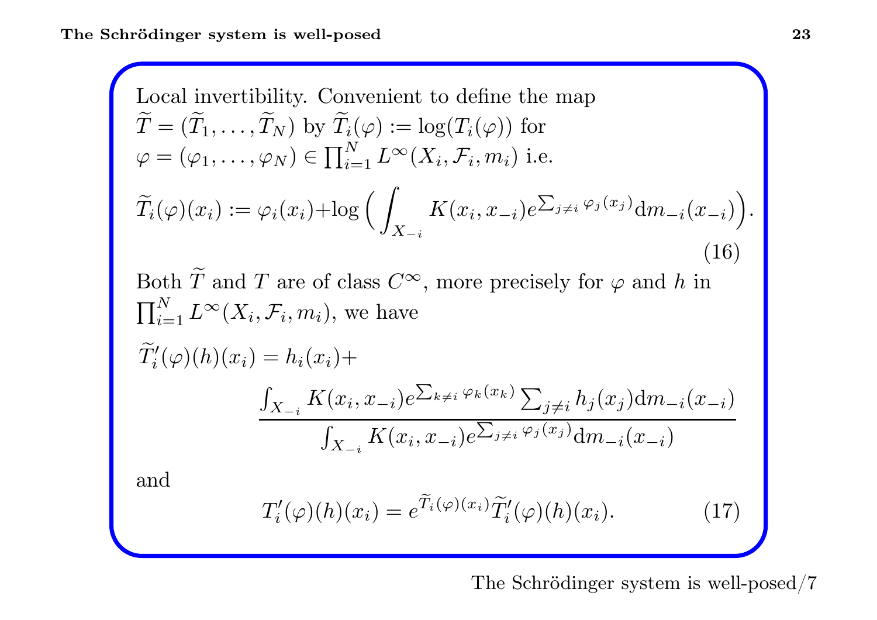Local invertibility. Convenient to define the map $\widetilde{T} = (\widetilde{T}_1, \dots, \widetilde{T}_N)$ by $\widetilde{T}_i(\varphi) := \log(T_i(\varphi))$ for $\varphi = (\varphi_1, \dots, \varphi_N) \in \prod_{i=1}^N L^\infty(X_i, \mathcal{F}_i, m_i)$ i.e.

$$\widetilde{T}_i(\varphi)(x_i) := \varphi_i(x_i) + \log\Big( \int_{X_{-i}} K(x_i, x_{-i}) e^{\sum_{j \neq i} \varphi_j(x_j)} \mathrm{d}m_{-i}(x_{-i}) \Big). \tag{16}$$

Both $\widetilde{T}$ and $T$ are of class $C^\infty$, more precisely for $\varphi$ and $h$ in $\prod_{i=1}^N L^\infty(X_i, \mathcal{F}_i, m_i)$, we have

$$\widetilde{T}_i'(\varphi)(h)(x_i) = h_i(x_i) + \frac{\int_{X_{-i}} K(x_i, x_{-i}) e^{\sum_{k \neq i} \varphi_k(x_k)} \sum_{j \neq i} h_j(x_j) \mathrm{d}m_{-i}(x_{-i})}{\int_{X_{-i}} K(x_i, x_{-i}) e^{\sum_{j \neq i} \varphi_j(x_j)} \mathrm{d}m_{-i}(x_{-i})}$$

and

$$T_i'(\varphi)(h)(x_i) = e^{\widetilde{T}_i(\varphi)(x_i)} \widetilde{T}_i'(\varphi)(h)(x_i). \tag{17}$$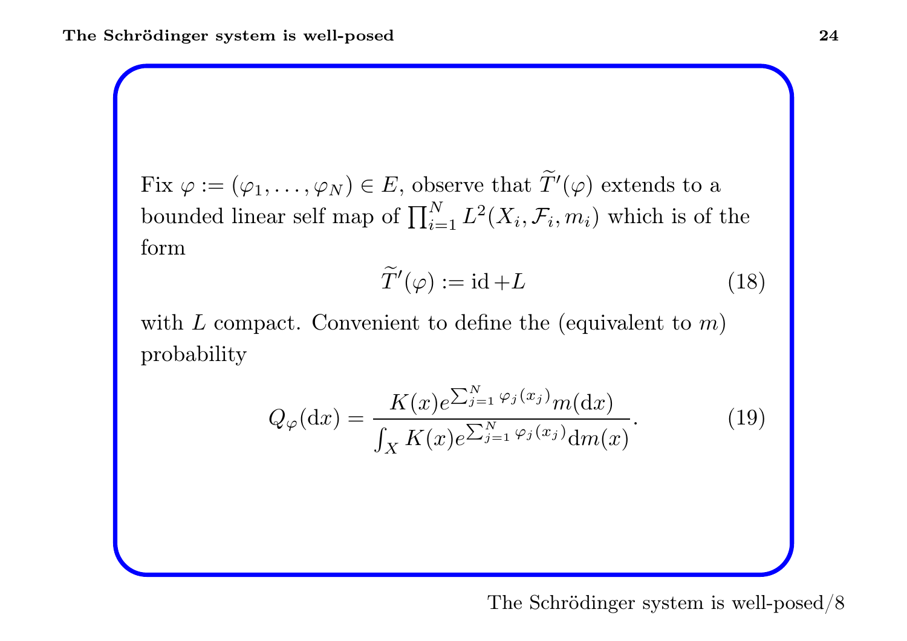Fix $\varphi := (\varphi_1, \ldots, \varphi_N) \in E$, observe that $\widetilde{T}'(\varphi)$ extends to a bounded linear self map of $\prod_{i=1}^N L^2(X_i, \mathcal{F}_i, m_i)$ which is of the form

$$\widetilde{T}'(\varphi) := \mathrm{id} + L \tag{18}$$

with $L$ compact. Convenient to define the (equivalent to $m$) probability

$$Q_\varphi(\mathrm{d}x) = \frac{K(x) e^{\sum_{j=1}^N \varphi_j(x_j)} m(\mathrm{d}x)}{\int_X K(x) e^{\sum_{j=1}^N \varphi_j(x_j)} \mathrm{d}m(x)}. \tag{19}$$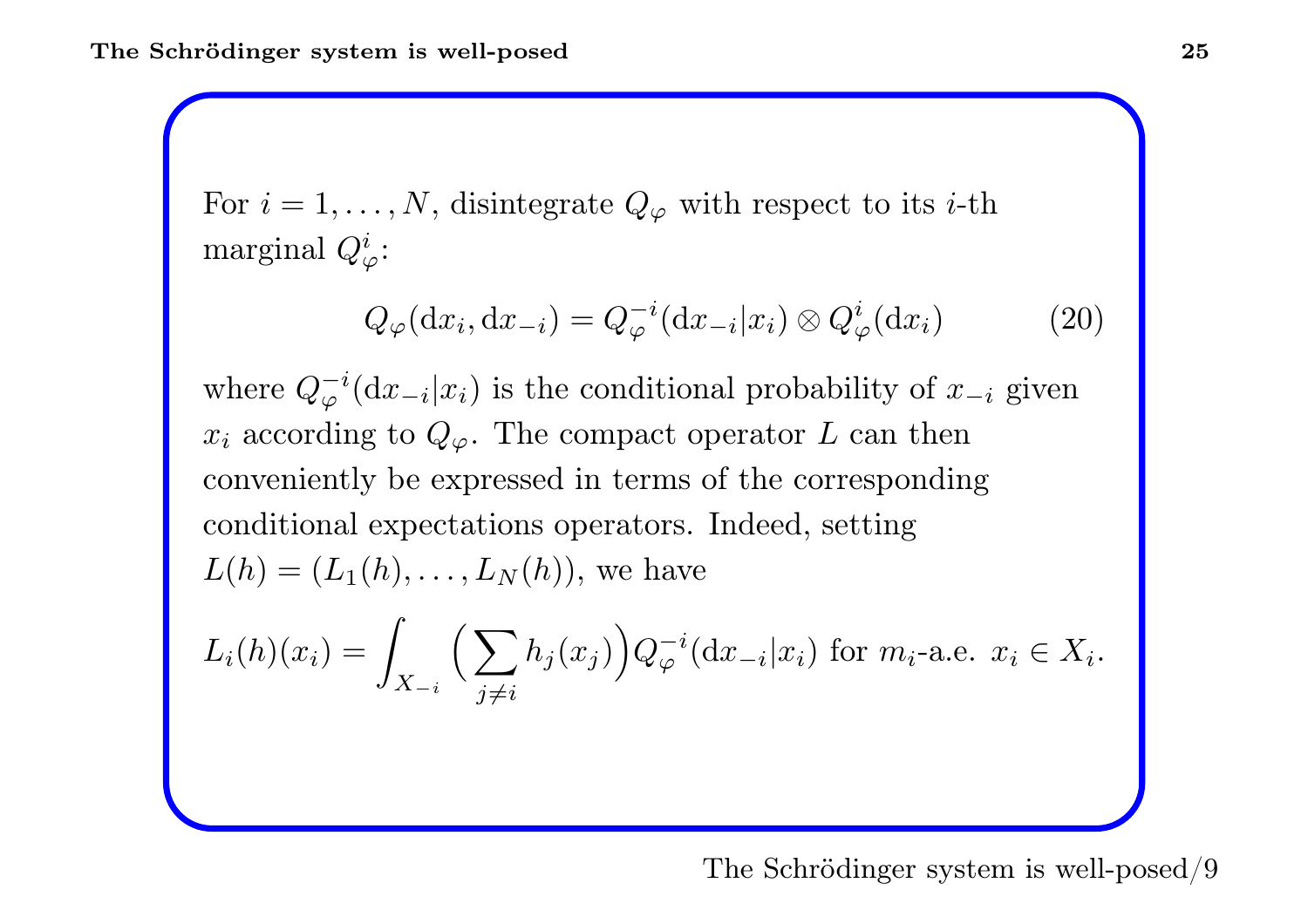For $i = 1, \ldots, N$, disintegrate $Q_\varphi$ with respect to its $i$-th marginal $Q_\varphi^i$:

$$Q_\varphi(\mathrm{d}x_i, \mathrm{d}x_{-i}) = Q_\varphi^{-i}(\mathrm{d}x_{-i}|x_i) \otimes Q_\varphi^i(\mathrm{d}x_i) \tag{20}$$

where $Q_\varphi^{-i}(\mathrm{d}x_{-i}|x_i)$ is the conditional probability of $x_{-i}$ given $x_i$ according to $Q_\varphi$. The compact operator $L$ can then conveniently be expressed in terms of the corresponding conditional expectations operators. Indeed, setting $L(h) = (L_1(h), \ldots, L_N(h))$, we have

$$L_i(h)(x_i) = \int_{X_{-i}} \Big( \sum_{j \neq i} h_j(x_j) \Big) Q_\varphi^{-i}(\mathrm{d}x_{-i}|x_i) \text{ for } m_i\text{-a.e. } x_i \in X_i.$$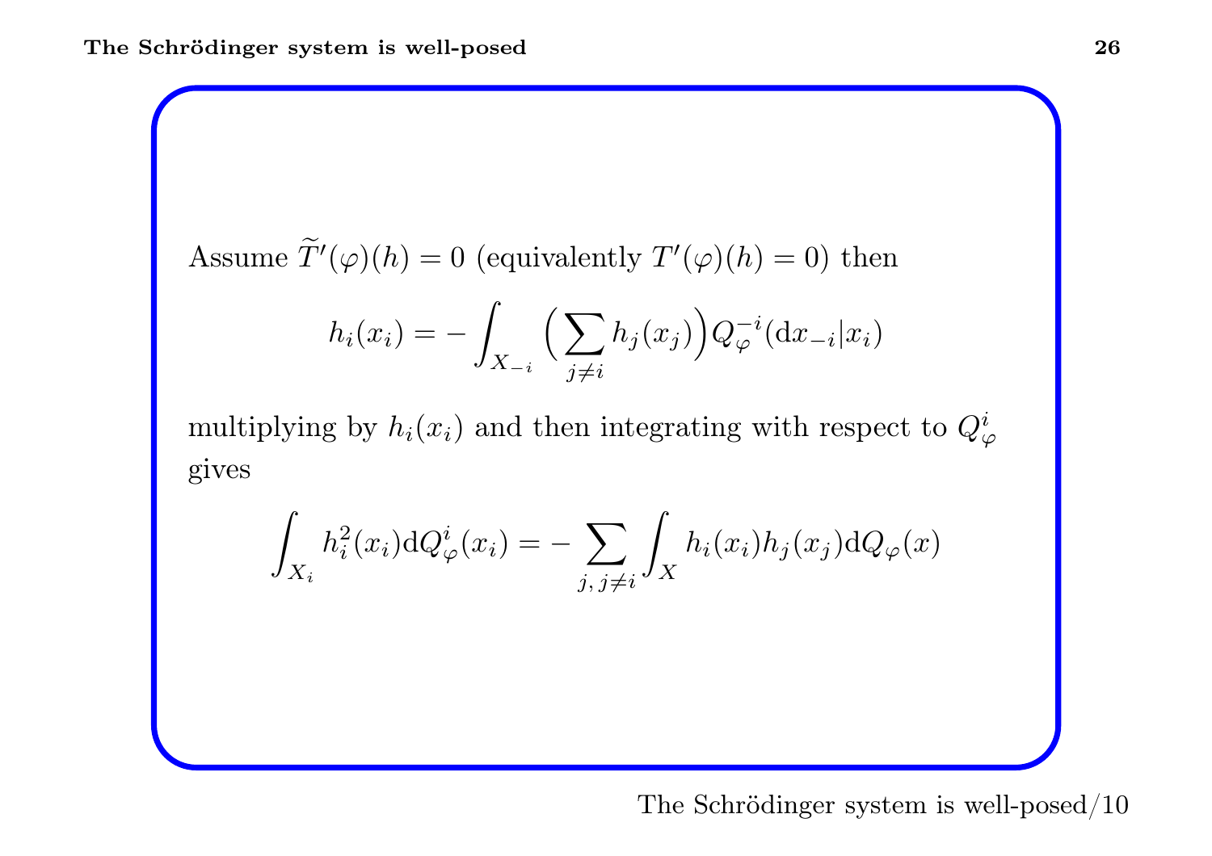Assume $\widetilde{T}'(\varphi)(h) = 0$ (equivalently $T'(\varphi)(h) = 0$) then

$$h_i(x_i) = -\int_{X_{-i}} \Big(\sum_{j \neq i} h_j(x_j)\Big) Q_{\varphi}^{-i}(\mathrm{d}x_{-i}|x_i)$$

multiplying by $h_i(x_i)$ and then integrating with respect to $Q_{\varphi}^i$ gives

$$\int_{X_i} h_i^2(x_i) \mathrm{d}Q_{\varphi}^i(x_i) = -\sum_{j,\, j \neq i} \int_X h_i(x_i) h_j(x_j) \mathrm{d}Q_{\varphi}(x)$$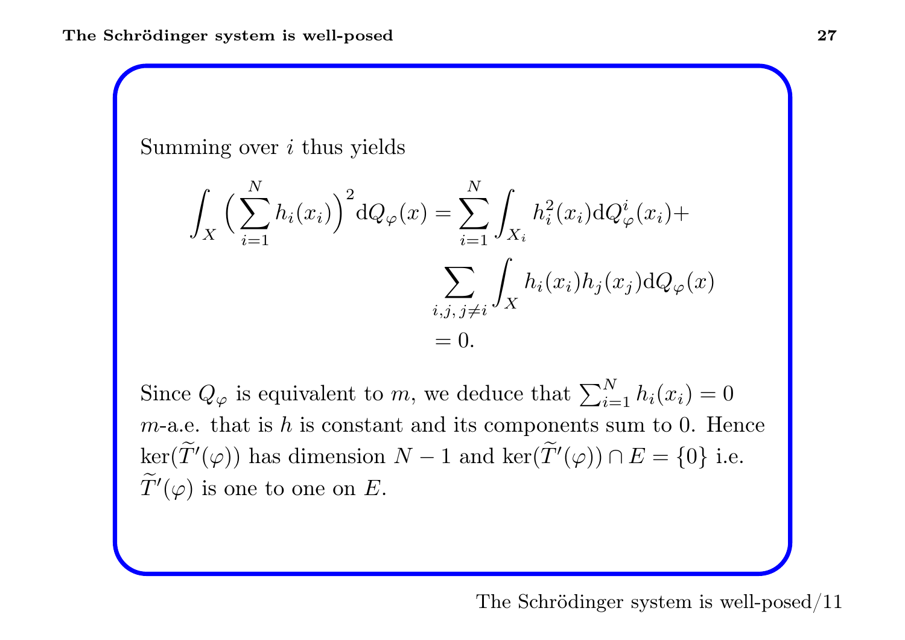Summing over $i$ thus yields

$$
\begin{aligned}
\int_X \Big( \sum_{i=1}^N h_i(x_i) \Big)^2 \mathrm{d}Q_\varphi(x) = & \sum_{i=1}^N \int_{X_i} h_i^2(x_i) \mathrm{d}Q_\varphi^i(x_i) + \\
& \sum_{i,j,\, j \neq i} \int_X h_i(x_i) h_j(x_j) \mathrm{d}Q_\varphi(x) \\
= & \; 0.
\end{aligned}
$$

Since $Q_\varphi$ is equivalent to $m$, we deduce that $\sum_{i=1}^N h_i(x_i) = 0$ $m$-a.e. that is $h$ is constant and its components sum to 0. Hence $\ker(\widetilde{T}'(\varphi))$ has dimension $N-1$ and $\ker(\widetilde{T}'(\varphi)) \cap E = \{0\}$ i.e. $\widetilde{T}'(\varphi)$ is one to one on $E$.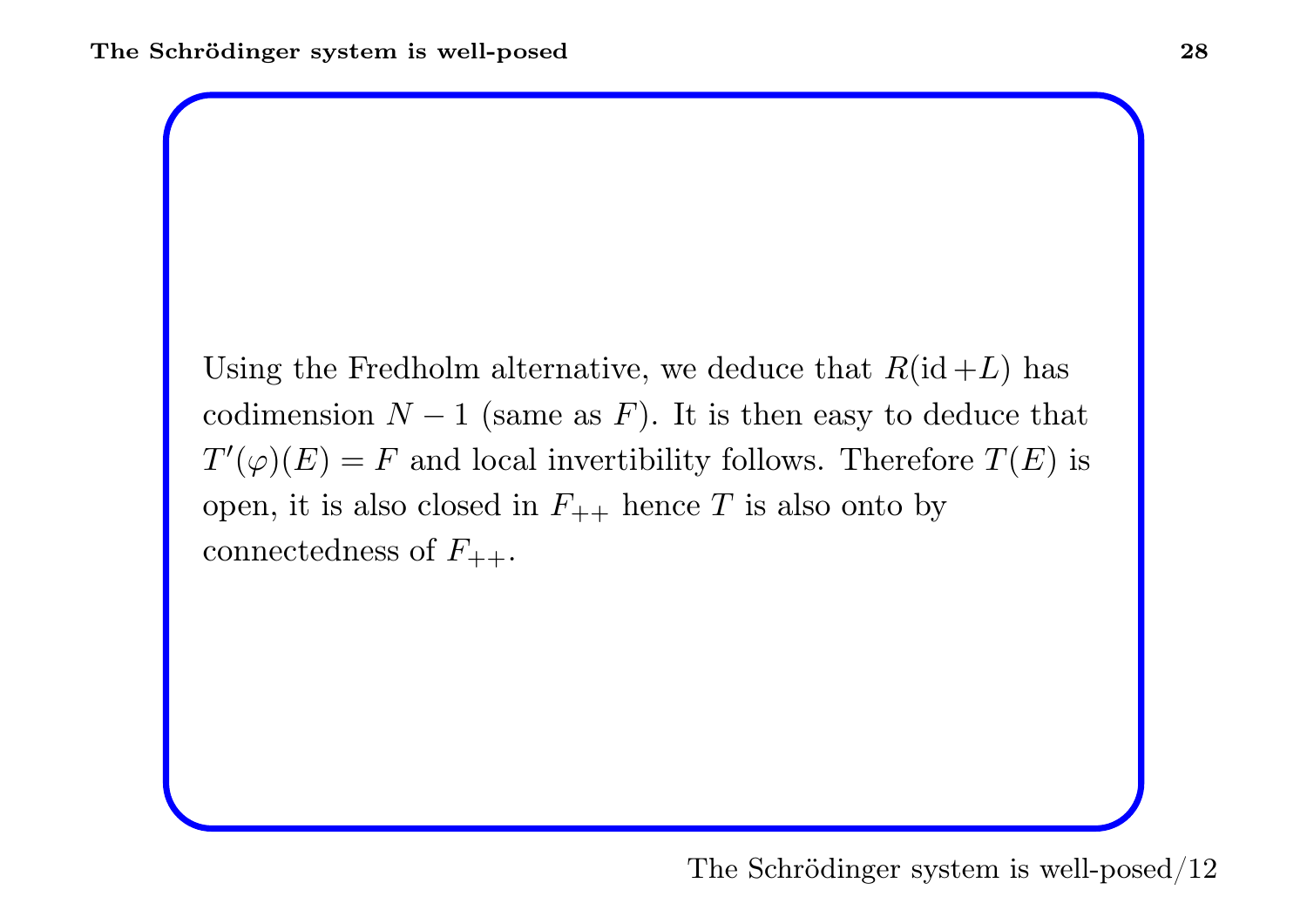Using the Fredholm alternative, we deduce that $R(\mathrm{id} + L)$ has codimension $N-1$ (same as $F$). It is then easy to deduce that $T'(\varphi)(E) = F$ and local invertibility follows. Therefore $T(E)$ is open, it is also closed in $F_{++}$ hence $T$ is also onto by connectedness of $F_{++}$.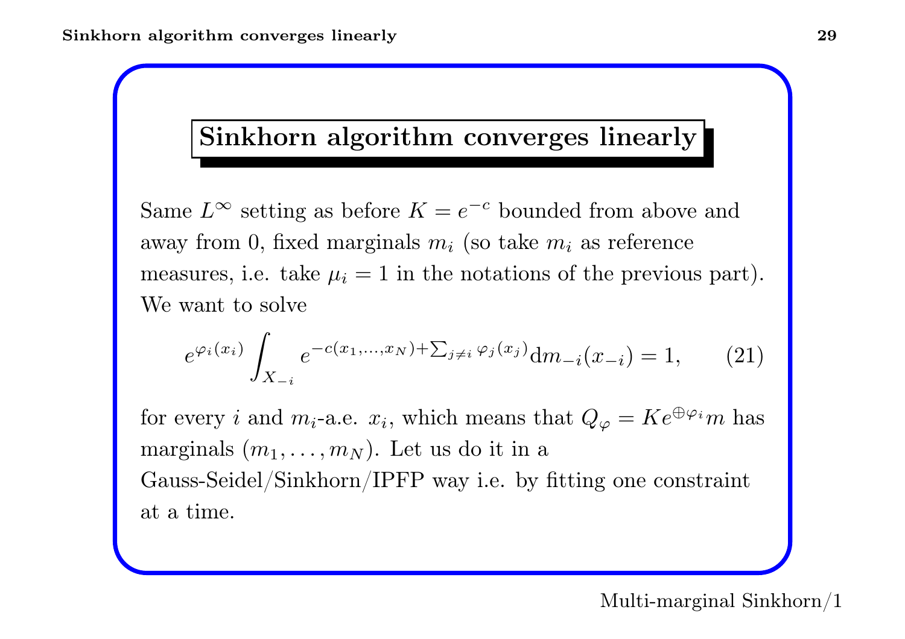## Sinkhorn algorithm converges linearly

Same $L^\infty$ setting as before $K = e^{-c}$ bounded from above and away from 0, fixed marginals $m_i$ (so take $m_i$ as reference measures, i.e. take $\mu_i = 1$ in the notations of the previous part). We want to solve

$$e^{\varphi_i(x_i)} \int_{X_{-i}} e^{-c(x_1,\dots,x_N)+\sum_{j\neq i}\varphi_j(x_j)} \mathrm{d}m_{-i}(x_{-i}) = 1, \tag{21}$$

for every $i$ and $m_i$-a.e. $x_i$, which means that $Q_\varphi = Ke^{\oplus\varphi_i}m$ has marginals $(m_1, \dots, m_N)$. Let us do it in a Gauss-Seidel/Sinkhorn/IPFP way i.e. by fitting one constraint at a time.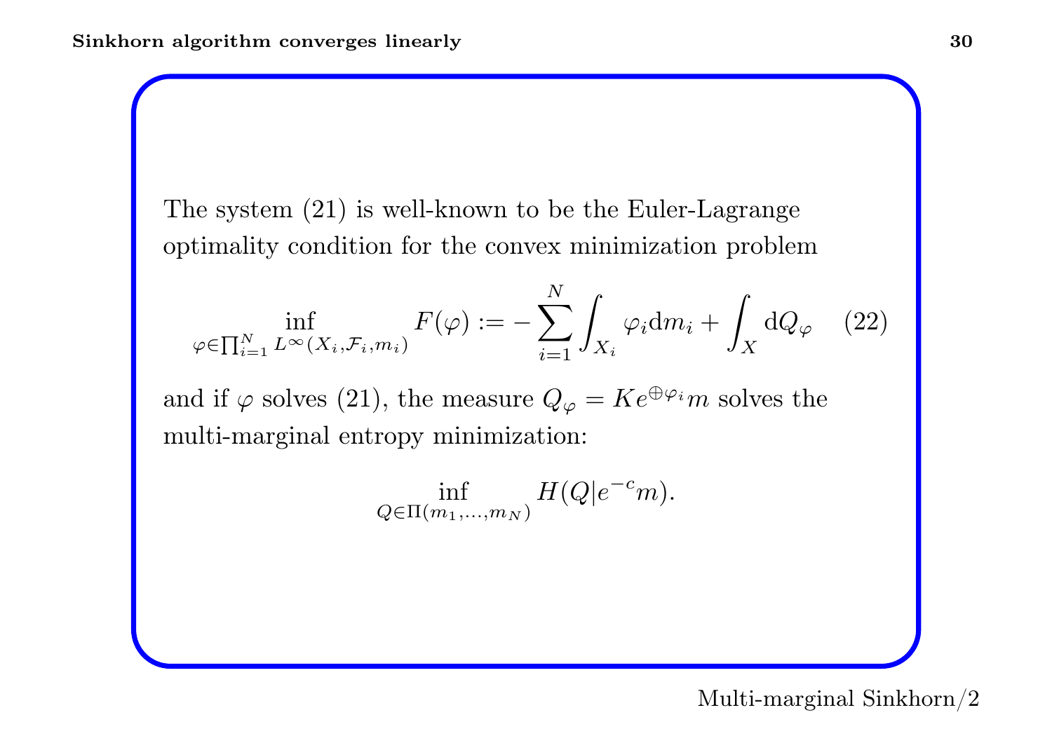The system (21) is well-known to be the Euler-Lagrange optimality condition for the convex minimization problem

$$\inf_{\varphi \in \prod_{i=1}^N L^\infty(X_i, \mathcal{F}_i, m_i)} F(\varphi) := -\sum_{i=1}^N \int_{X_i} \varphi_i \mathrm{d}m_i + \int_X \mathrm{d}Q_\varphi \qquad (22)$$

and if $\varphi$ solves (21), the measure $Q_\varphi = K e^{\oplus \varphi_i} m$ solves the multi-marginal entropy minimization:

$$\inf_{Q \in \Pi(m_1, \ldots, m_N)} H(Q | e^{-c} m).$$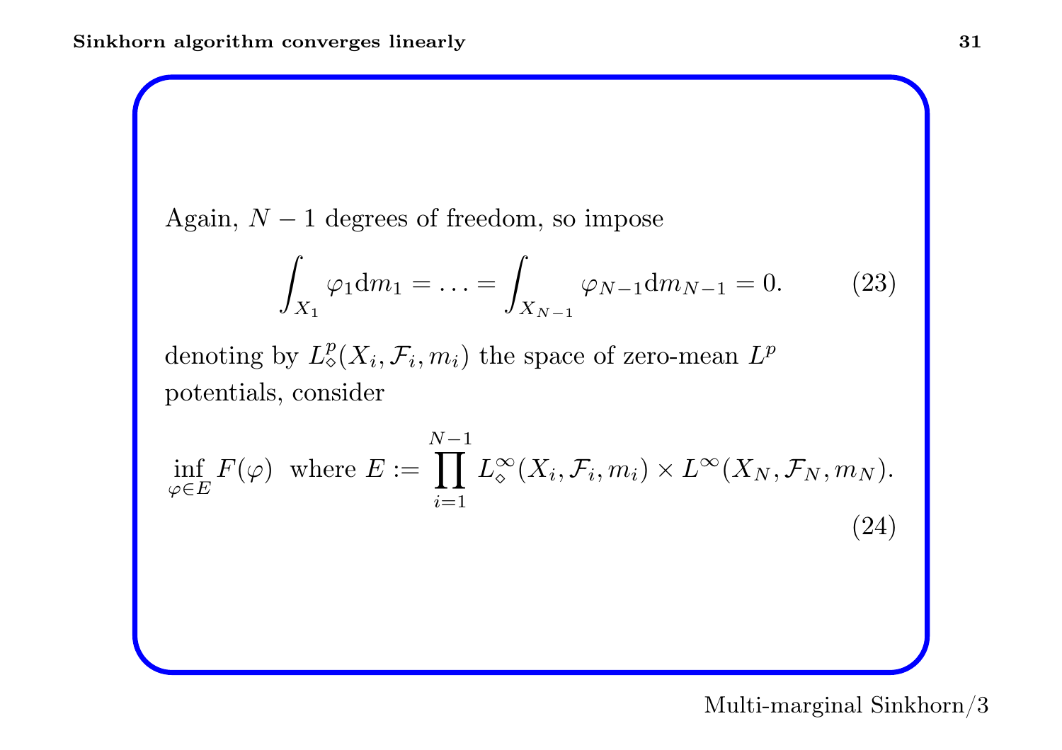Again, $N-1$ degrees of freedom, so impose

$$\int_{X_1} \varphi_1 \mathrm{d}m_1 = \ldots = \int_{X_{N-1}} \varphi_{N-1} \mathrm{d}m_{N-1} = 0. \tag{23}$$

denoting by $L^p_\diamond(X_i, \mathcal{F}_i, m_i)$ the space of zero-mean $L^p$ potentials, consider

$$\inf_{\varphi \in E} F(\varphi) \ \text{ where } E := \prod_{i=1}^{N-1} L^\infty_\diamond(X_i, \mathcal{F}_i, m_i) \times L^\infty(X_N, \mathcal{F}_N, m_N). \tag{24}$$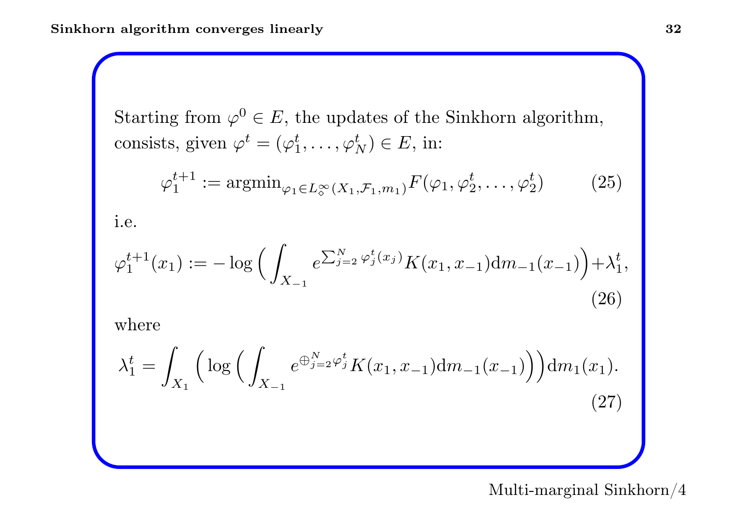Starting from $\varphi^0 \in E$, the updates of the Sinkhorn algorithm, consists, given $\varphi^t = (\varphi_1^t, \dots, \varphi_N^t) \in E$, in:

$$\varphi_1^{t+1} := \operatorname{argmin}_{\varphi_1 \in L^\infty_\diamond(X_1, \mathcal{F}_1, m_1)} F(\varphi_1, \varphi_2^t, \dots, \varphi_2^t) \tag{25}$$

i.e.

$$\varphi_1^{t+1}(x_1) := -\log\Big(\int_{X_{-1}} e^{\sum_{j=2}^N \varphi_j^t(x_j)} K(x_1, x_{-1}) \mathrm{d}m_{-1}(x_{-1})\Big) + \lambda_1^t, \tag{26}$$

where

$$\lambda_1^t = \int_{X_1} \Big(\log\Big(\int_{X_{-1}} e^{\oplus_{j=2}^N \varphi_j^t} K(x_1, x_{-1}) \mathrm{d}m_{-1}(x_{-1})\Big)\Big) \mathrm{d}m_1(x_1). \tag{27}$$

Multi-marginal Sinkhorn/4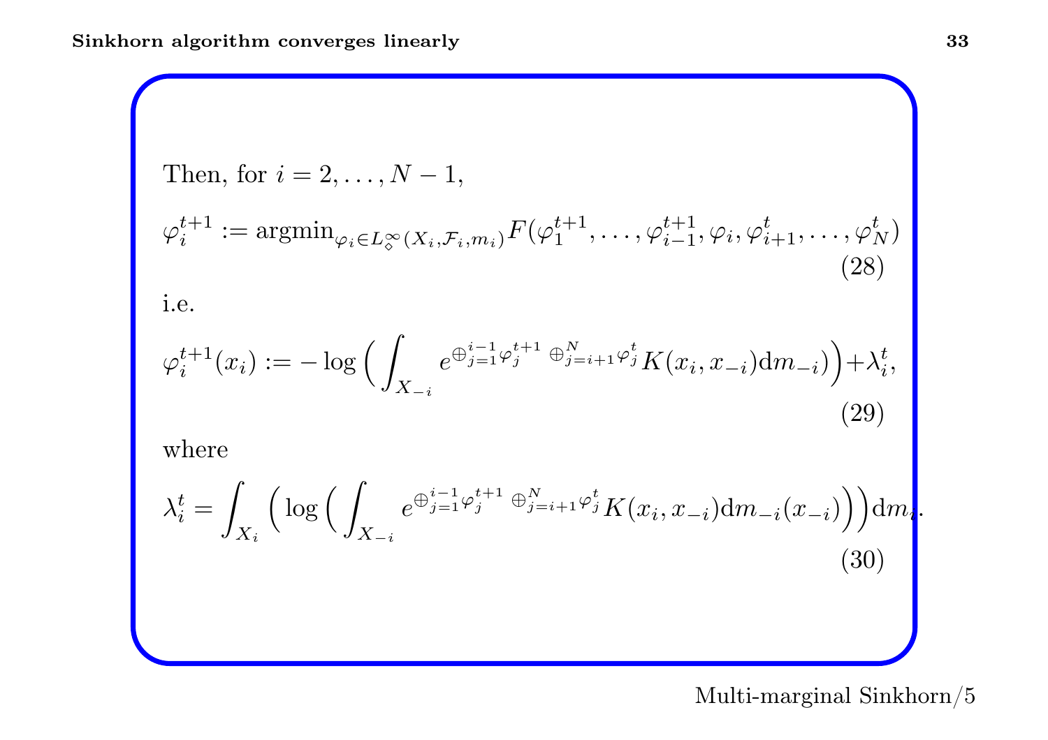Then, for $i = 2, \ldots, N-1$,

$$\varphi_i^{t+1} := \operatorname{argmin}_{\varphi_i \in L^\infty_\diamond(X_i, \mathcal{F}_i, m_i)} F(\varphi_1^{t+1}, \ldots, \varphi_{i-1}^{t+1}, \varphi_i, \varphi_{i+1}^t, \ldots, \varphi_N^t) \tag{28}$$

i.e.

$$\varphi_i^{t+1}(x_i) := -\log\Big(\int_{X_{-i}} e^{\oplus_{j=1}^{i-1}\varphi_j^{t+1}\ \oplus_{j=i+1}^{N}\varphi_j^t} K(x_i, x_{-i})\mathrm{d}m_{-i})\Big) + \lambda_i^t, \tag{29}$$

where

$$\lambda_i^t = \int_{X_i}\Big(\log\Big(\int_{X_{-i}} e^{\oplus_{j=1}^{i-1}\varphi_j^{t+1}\ \oplus_{j=i+1}^{N}\varphi_j^t} K(x_i, x_{-i})\mathrm{d}m_{-i}(x_{-i})\Big)\Big)\mathrm{d}m_i. \tag{30}$$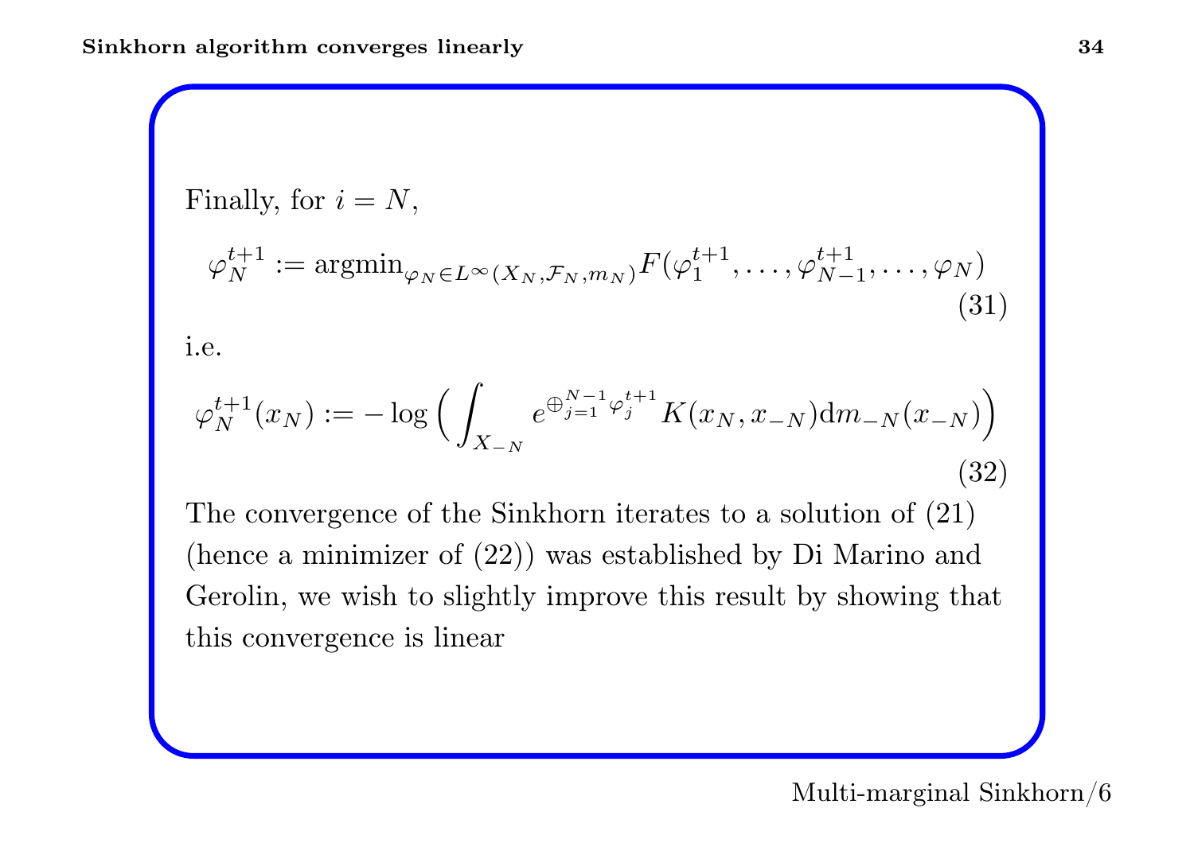Finally, for $i = N$,

$$\varphi_N^{t+1} := \text{argmin}_{\varphi_N \in L^\infty(X_N, \mathcal{F}_N, m_N)} F(\varphi_1^{t+1}, \dots, \varphi_{N-1}^{t+1}, \dots, \varphi_N) \tag{31}$$

i.e.

$$\varphi_N^{t+1}(x_N) := -\log\Big(\int_{X_{-N}} e^{\oplus_{j=1}^{N-1} \varphi_j^{t+1}} K(x_N, x_{-N}) \mathrm{d}m_{-N}(x_{-N})\Big) \tag{32}$$

The convergence of the Sinkhorn iterates to a solution of (21) (hence a minimizer of (22)) was established by Di Marino and Gerolin, we wish to slightly improve this result by showing that this convergence is linear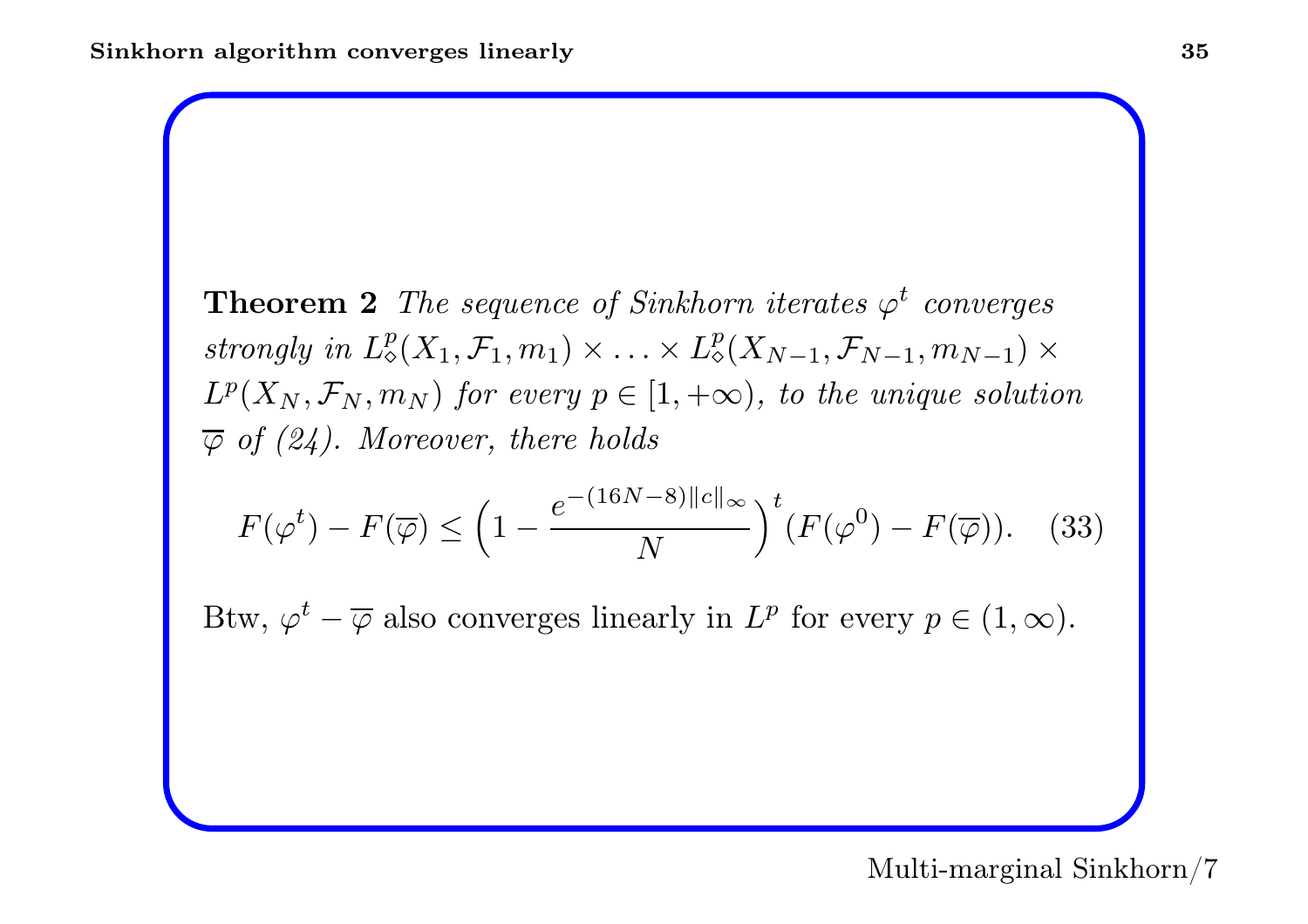**Theorem 2** *The sequence of Sinkhorn iterates $\varphi^t$ converges strongly in $L^p_\diamond(X_1, \mathcal{F}_1, m_1) \times \ldots \times L^p_\diamond(X_{N-1}, \mathcal{F}_{N-1}, m_{N-1}) \times L^p(X_N, \mathcal{F}_N, m_N)$ for every $p \in [1, +\infty)$, to the unique solution $\overline{\varphi}$ of (24). Moreover, there holds*

$$F(\varphi^t) - F(\overline{\varphi}) \leq \left(1 - \frac{e^{-(16N-8)\|c\|_\infty}}{N}\right)^t (F(\varphi^0) - F(\overline{\varphi})). \quad (33)$$

Btw, $\varphi^t - \overline{\varphi}$ also converges linearly in $L^p$ for every $p \in (1, \infty)$.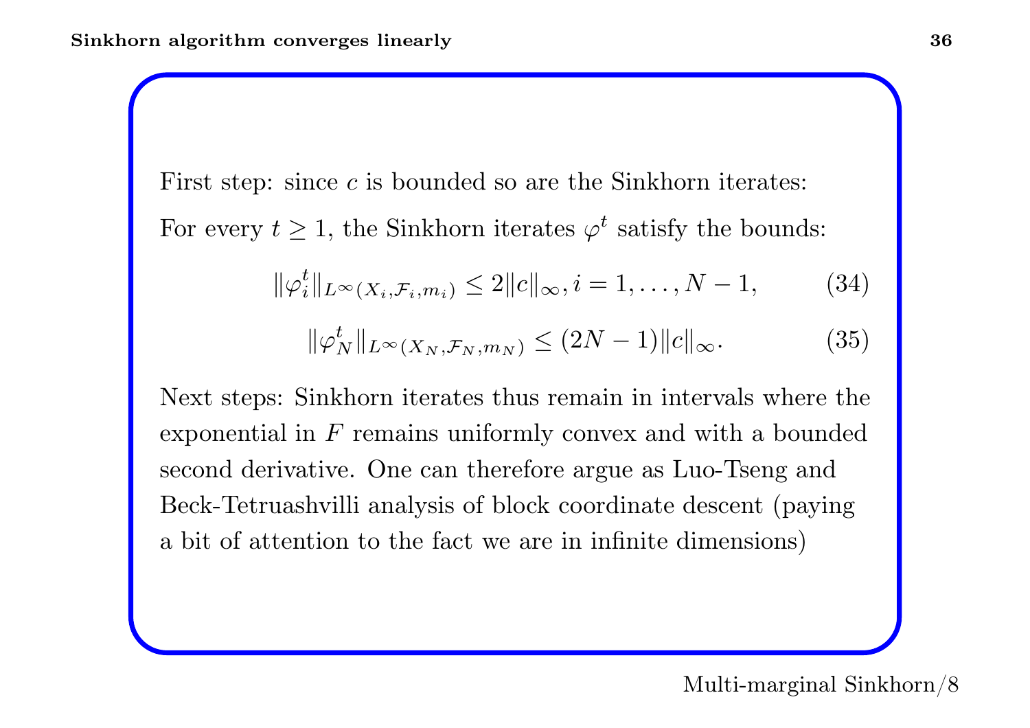First step: since $c$ is bounded so are the Sinkhorn iterates:

For every $t \geq 1$, the Sinkhorn iterates $\varphi^t$ satisfy the bounds:

$$\|\varphi_i^t\|_{L^\infty(X_i, \mathcal{F}_i, m_i)} \leq 2\|c\|_\infty, i = 1, \dots, N-1, \tag{34}$$

$$\|\varphi_N^t\|_{L^\infty(X_N, \mathcal{F}_N, m_N)} \leq (2N-1)\|c\|_\infty. \tag{35}$$

Next steps: Sinkhorn iterates thus remain in intervals where the exponential in $F$ remains uniformly convex and with a bounded second derivative. One can therefore argue as Luo-Tseng and Beck-Tetruashvilli analysis of block coordinate descent (paying a bit of attention to the fact we are in infinite dimensions)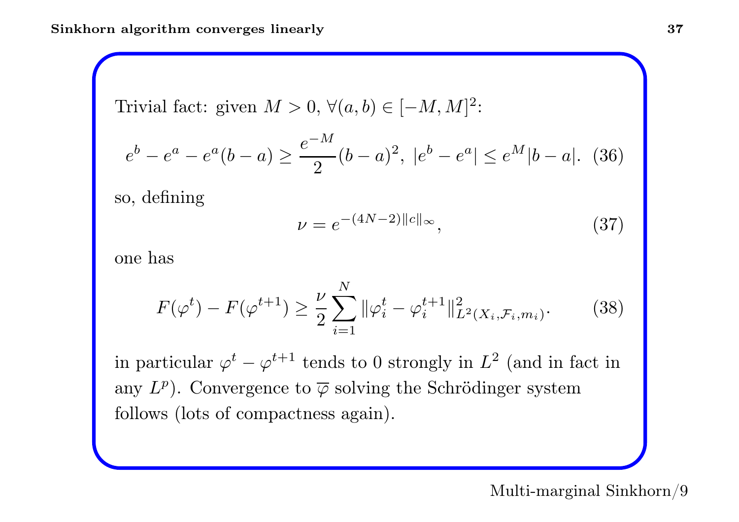Trivial fact: given $M > 0$, $\forall (a, b) \in [-M, M]^2$:

$$e^b - e^a - e^a(b-a) \geq \frac{e^{-M}}{2}(b-a)^2, \; |e^b - e^a| \leq e^M |b-a|. \quad (36)$$

so, defining

$$\nu = e^{-(4N-2)\|c\|_\infty}, \quad (37)$$

one has

$$F(\varphi^t) - F(\varphi^{t+1}) \geq \frac{\nu}{2} \sum_{i=1}^{N} \|\varphi_i^t - \varphi_i^{t+1}\|^2_{L^2(X_i, \mathcal{F}_i, m_i)}. \quad (38)$$

in particular $\varphi^t - \varphi^{t+1}$ tends to 0 strongly in $L^2$ (and in fact in any $L^p$). Convergence to $\overline{\varphi}$ solving the Schrödinger system follows (lots of compactness again).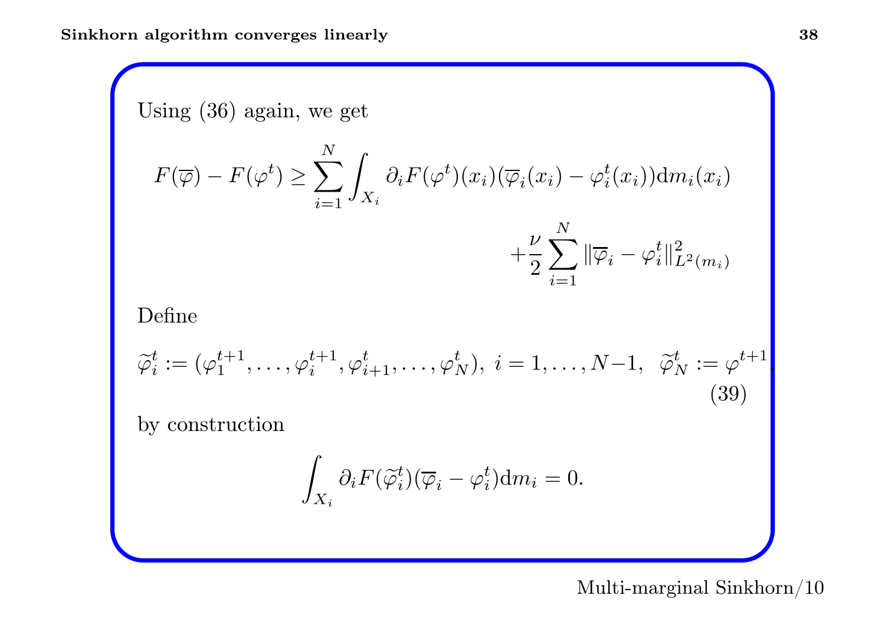Using (36) again, we get

$$F(\overline{\varphi}) - F(\varphi^t) \geq \sum_{i=1}^{N} \int_{X_i} \partial_i F(\varphi^t)(x_i)(\overline{\varphi}_i(x_i) - \varphi_i^t(x_i)) \mathrm{d}m_i(x_i) + \frac{\nu}{2} \sum_{i=1}^{N} \|\overline{\varphi}_i - \varphi_i^t\|_{L^2(m_i)}^2$$

Define

$$\widetilde{\varphi}_i^t := (\varphi_1^{t+1}, \dots, \varphi_i^{t+1}, \varphi_{i+1}^t, \dots, \varphi_N^t),\ i = 1, \dots, N-1,\ \ \widetilde{\varphi}_N^t := \varphi^{t+1}, \tag{39}$$

by construction

$$\int_{X_i} \partial_i F(\widetilde{\varphi}_i^t)(\overline{\varphi}_i - \varphi_i^t) \mathrm{d}m_i = 0.$$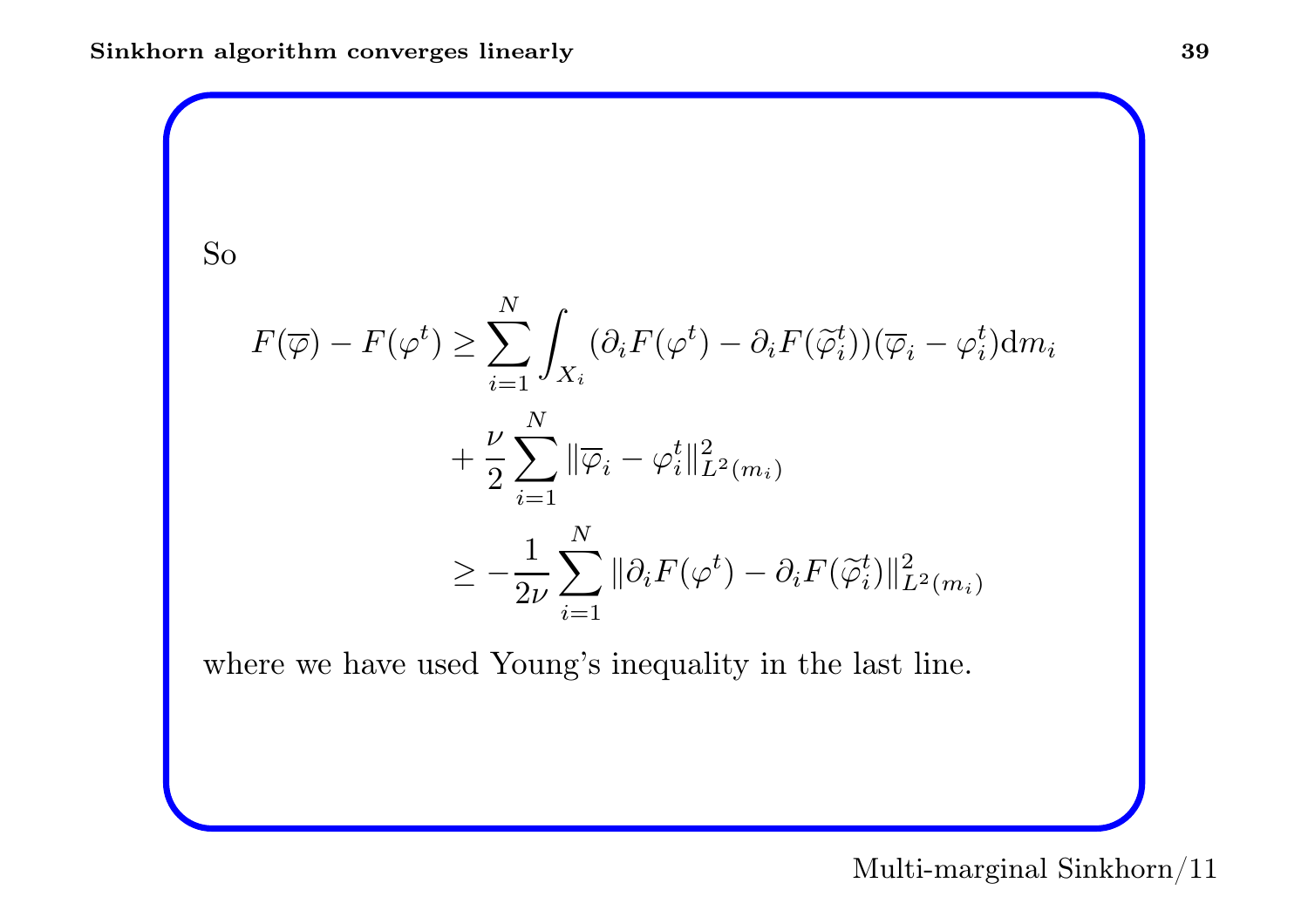So

$$
\begin{aligned}
F(\overline{\varphi}) - F(\varphi^t) \geq & \sum_{i=1}^{N} \int_{X_i} (\partial_i F(\varphi^t) - \partial_i F(\widetilde{\varphi}_i^t))(\overline{\varphi}_i - \varphi_i^t) \mathrm{d}m_i \\
& + \frac{\nu}{2} \sum_{i=1}^{N} \|\overline{\varphi}_i - \varphi_i^t\|^2_{L^2(m_i)} \\
& \geq -\frac{1}{2\nu} \sum_{i=1}^{N} \|\partial_i F(\varphi^t) - \partial_i F(\widetilde{\varphi}_i^t)\|^2_{L^2(m_i)}
\end{aligned}
$$

where we have used Young's inequality in the last line.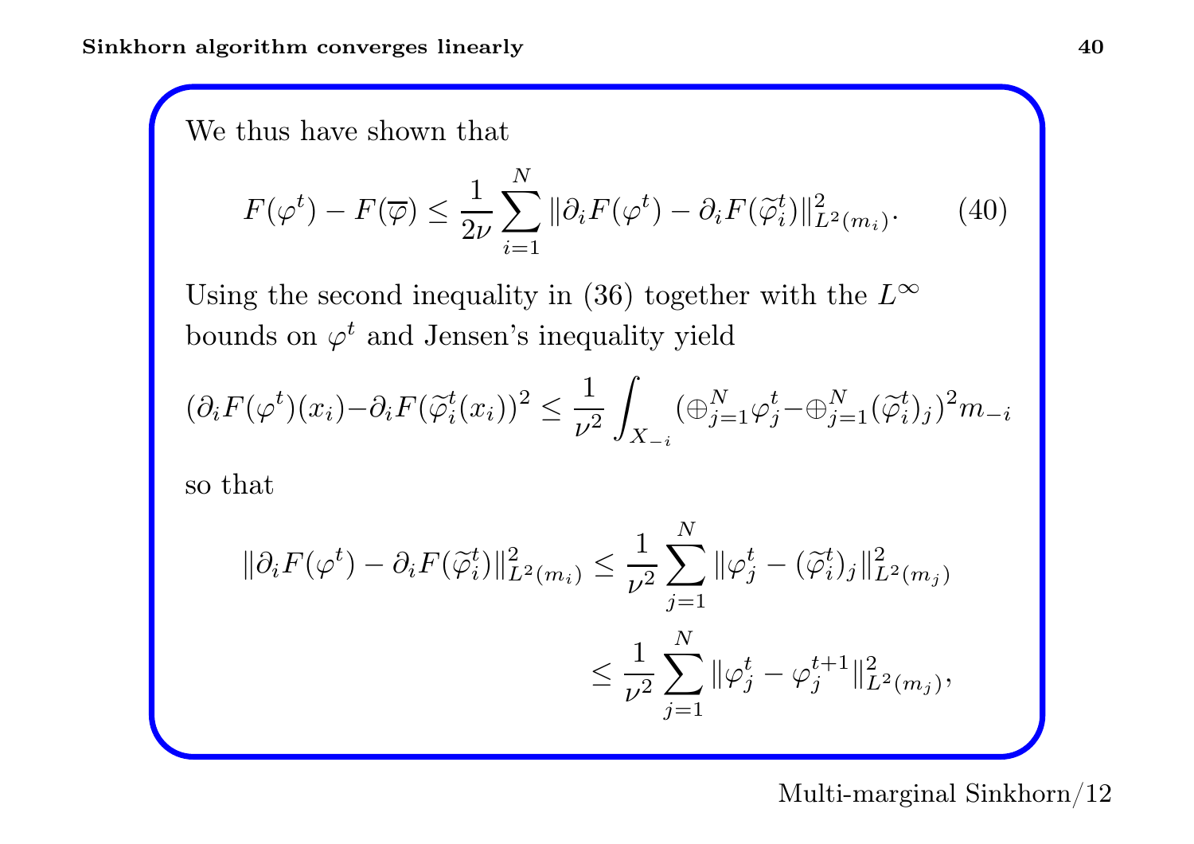We thus have shown that

$$F(\varphi^t) - F(\overline{\varphi}) \leq \frac{1}{2\nu} \sum_{i=1}^{N} \|\partial_i F(\varphi^t) - \partial_i F(\widetilde{\varphi}_i^t)\|_{L^2(m_i)}^2. \tag{40}$$

Using the second inequality in (36) together with the $L^\infty$ bounds on $\varphi^t$ and Jensen's inequality yield

$$(\partial_i F(\varphi^t)(x_i) - \partial_i F(\widetilde{\varphi}_i^t(x_i))^2 \leq \frac{1}{\nu^2} \int_{X_{-i}} (\oplus_{j=1}^N \varphi_j^t - \oplus_{j=1}^N (\widetilde{\varphi}_i^t)_j)^2 m_{-i}$$

so that

$$\begin{aligned}
\|\partial_i F(\varphi^t) - \partial_i F(\widetilde{\varphi}_i^t)\|_{L^2(m_i)}^2 &\leq \frac{1}{\nu^2} \sum_{j=1}^{N} \|\varphi_j^t - (\widetilde{\varphi}_i^t)_j\|_{L^2(m_j)}^2 \\
&\leq \frac{1}{\nu^2} \sum_{j=1}^{N} \|\varphi_j^t - \varphi_j^{t+1}\|_{L^2(m_j)}^2,
\end{aligned}$$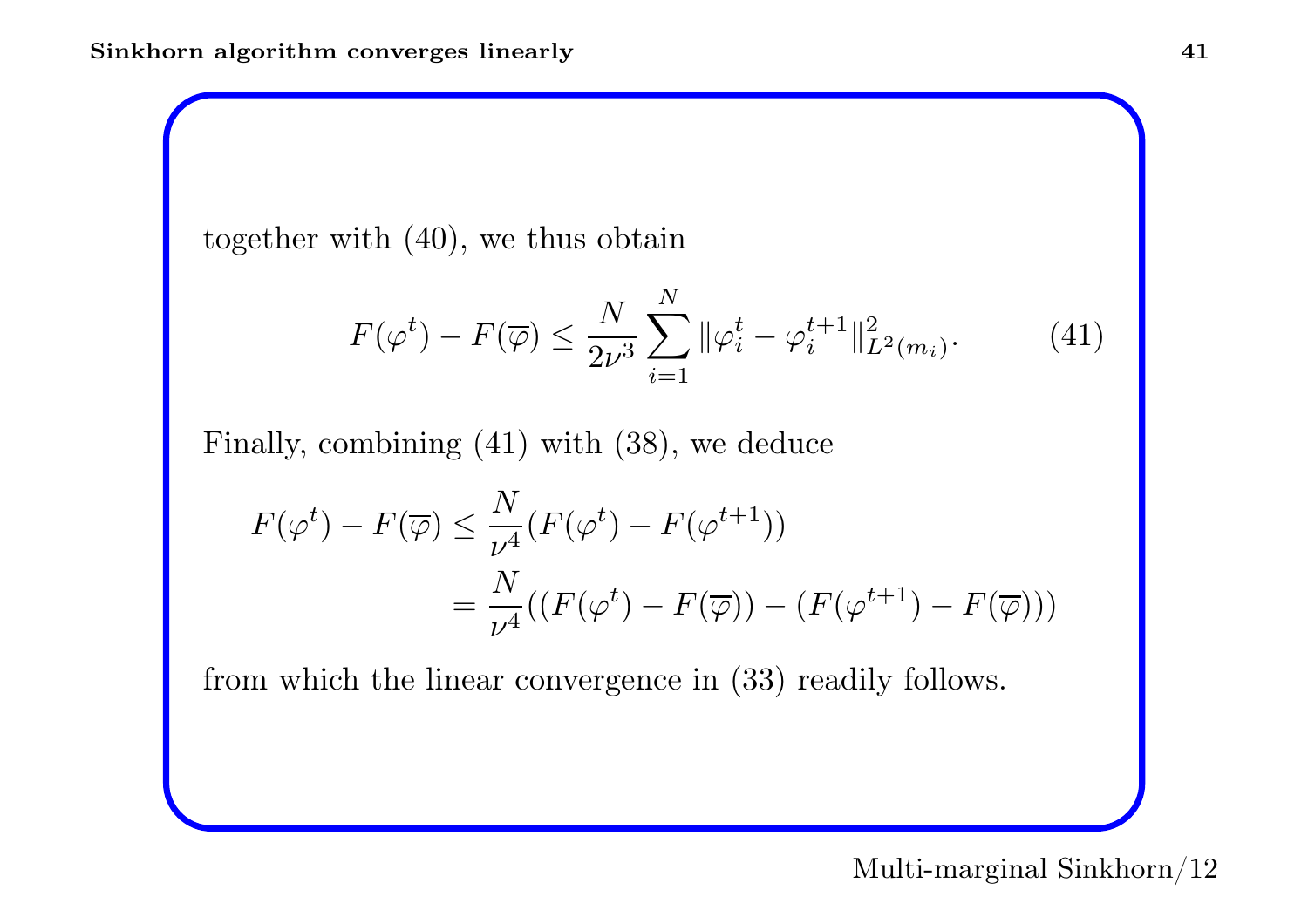together with (40), we thus obtain

$$F(\varphi^t) - F(\overline{\varphi}) \leq \frac{N}{2\nu^3} \sum_{i=1}^{N} \|\varphi_i^t - \varphi_i^{t+1}\|^2_{L^2(m_i)}. \tag{41}$$

Finally, combining (41) with (38), we deduce

$$\begin{aligned} F(\varphi^t) - F(\overline{\varphi}) &\leq \frac{N}{\nu^4}(F(\varphi^t) - F(\varphi^{t+1})) \\ &= \frac{N}{\nu^4}((F(\varphi^t) - F(\overline{\varphi})) - (F(\varphi^{t+1}) - F(\overline{\varphi}))) \end{aligned}$$

from which the linear convergence in (33) readily follows.